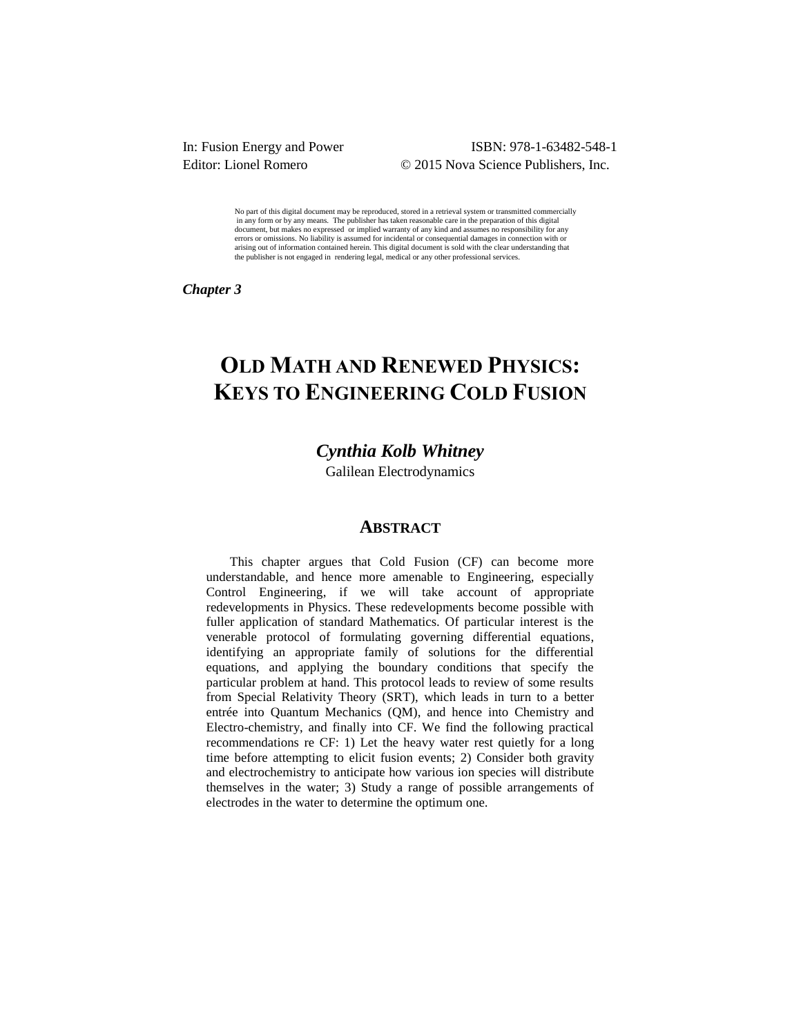In: Fusion Energy and Power
Editor: Lionel Romero

ISBN: 978-1-63482-548-1
© 2015 Nova Science Publishers, Inc.

No part of this digital document may be reproduced, stored in a retrieval system or transmitted commercially in any form or by any means. The publisher has taken reasonable care in the preparation of this digital document, but makes no expressed or implied warranty of any kind and assumes no responsibility for any errors or omissions. No liability is assumed for incidental or consequential damages in connection with or arising out of information contained herein. This digital document is sold with the clear understanding that the publisher is not engaged in rendering legal, medical or any other professional services.

***Chapter 3***

# OLD MATH AND RENEWED PHYSICS: KEYS TO ENGINEERING COLD FUSION

***Cynthia Kolb Whitney***

Galilean Electrodynamics

## ABSTRACT

This chapter argues that Cold Fusion (CF) can become more understandable, and hence more amenable to Engineering, especially Control Engineering, if we will take account of appropriate redevelopments in Physics. These redevelopments become possible with fuller application of standard Mathematics. Of particular interest is the venerable protocol of formulating governing differential equations, identifying an appropriate family of solutions for the differential equations, and applying the boundary conditions that specify the particular problem at hand. This protocol leads to review of some results from Special Relativity Theory (SRT), which leads in turn to a better entrée into Quantum Mechanics (QM), and hence into Chemistry and Electro-chemistry, and finally into CF. We find the following practical recommendations re CF: 1) Let the heavy water rest quietly for a long time before attempting to elicit fusion events; 2) Consider both gravity and electrochemistry to anticipate how various ion species will distribute themselves in the water; 3) Study a range of possible arrangements of electrodes in the water to determine the optimum one.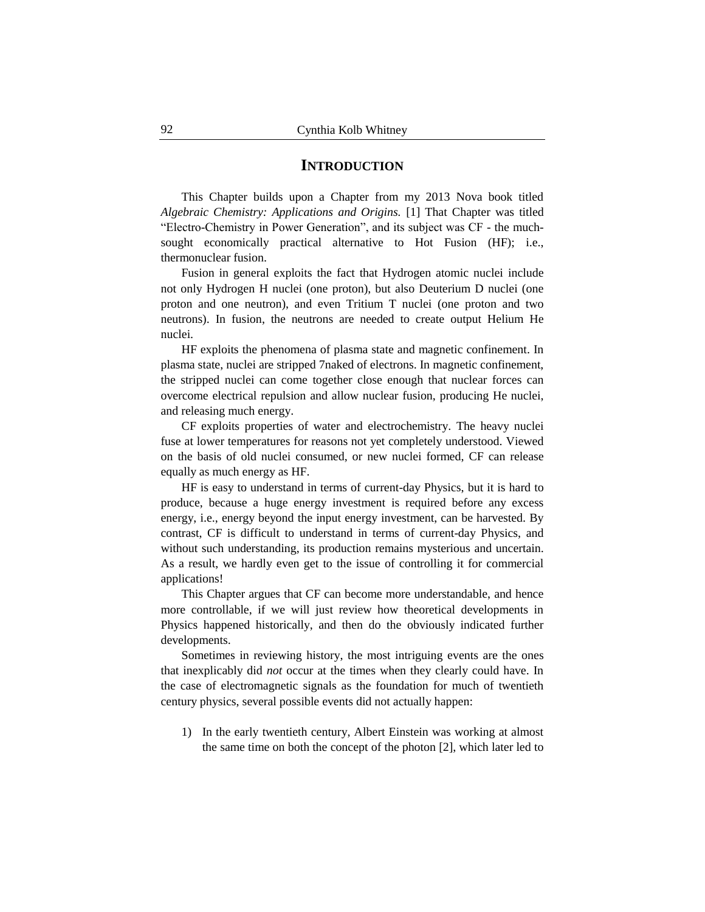## INTRODUCTION

This Chapter builds upon a Chapter from my 2013 Nova book titled *Algebraic Chemistry: Applications and Origins.* [1] That Chapter was titled "Electro-Chemistry in Power Generation", and its subject was CF - the much-sought economically practical alternative to Hot Fusion (HF); i.e., thermonuclear fusion.

Fusion in general exploits the fact that Hydrogen atomic nuclei include not only Hydrogen H nuclei (one proton), but also Deuterium D nuclei (one proton and one neutron), and even Tritium T nuclei (one proton and two neutrons). In fusion, the neutrons are needed to create output Helium He nuclei.

HF exploits the phenomena of plasma state and magnetic confinement. In plasma state, nuclei are stripped 7naked of electrons. In magnetic confinement, the stripped nuclei can come together close enough that nuclear forces can overcome electrical repulsion and allow nuclear fusion, producing He nuclei, and releasing much energy.

CF exploits properties of water and electrochemistry. The heavy nuclei fuse at lower temperatures for reasons not yet completely understood. Viewed on the basis of old nuclei consumed, or new nuclei formed, CF can release equally as much energy as HF.

HF is easy to understand in terms of current-day Physics, but it is hard to produce, because a huge energy investment is required before any excess energy, i.e., energy beyond the input energy investment, can be harvested. By contrast, CF is difficult to understand in terms of current-day Physics, and without such understanding, its production remains mysterious and uncertain. As a result, we hardly even get to the issue of controlling it for commercial applications!

This Chapter argues that CF can become more understandable, and hence more controllable, if we will just review how theoretical developments in Physics happened historically, and then do the obviously indicated further developments.

Sometimes in reviewing history, the most intriguing events are the ones that inexplicably did *not* occur at the times when they clearly could have. In the case of electromagnetic signals as the foundation for much of twentieth century physics, several possible events did not actually happen:

1) In the early twentieth century, Albert Einstein was working at almost the same time on both the concept of the photon [2], which later led to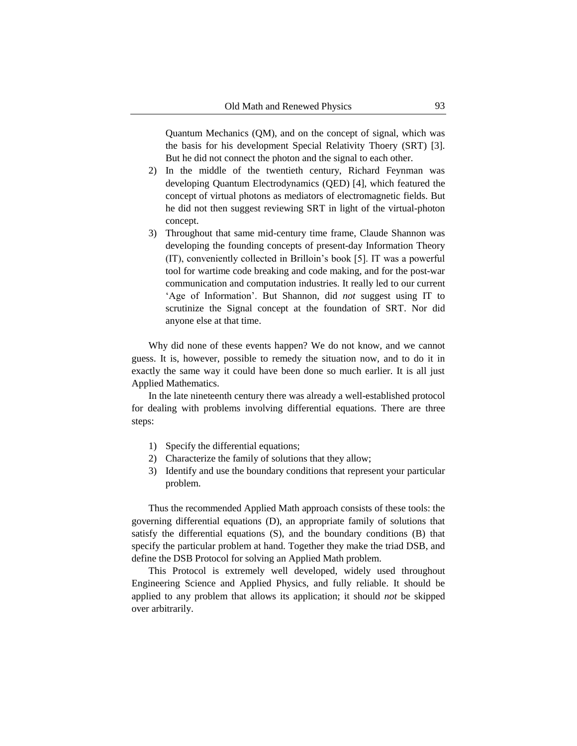Quantum Mechanics (QM), and on the concept of signal, which was the basis for his development Special Relativity Thoery (SRT) [3]. But he did not connect the photon and the signal to each other.

2) In the middle of the twentieth century, Richard Feynman was developing Quantum Electrodynamics (QED) [4], which featured the concept of virtual photons as mediators of electromagnetic fields. But he did not then suggest reviewing SRT in light of the virtual-photon concept.
3) Throughout that same mid-century time frame, Claude Shannon was developing the founding concepts of present-day Information Theory (IT), conveniently collected in Brilloin's book [5]. IT was a powerful tool for wartime code breaking and code making, and for the post-war communication and computation industries. It really led to our current 'Age of Information'. But Shannon, did *not* suggest using IT to scrutinize the Signal concept at the foundation of SRT. Nor did anyone else at that time.

Why did none of these events happen? We do not know, and we cannot guess. It is, however, possible to remedy the situation now, and to do it in exactly the same way it could have been done so much earlier. It is all just Applied Mathematics.

In the late nineteenth century there was already a well-established protocol for dealing with problems involving differential equations. There are three steps:

1) Specify the differential equations;
2) Characterize the family of solutions that they allow;
3) Identify and use the boundary conditions that represent your particular problem.

Thus the recommended Applied Math approach consists of these tools: the governing differential equations (D), an appropriate family of solutions that satisfy the differential equations (S), and the boundary conditions (B) that specify the particular problem at hand. Together they make the triad DSB, and define the DSB Protocol for solving an Applied Math problem.

This Protocol is extremely well developed, widely used throughout Engineering Science and Applied Physics, and fully reliable. It should be applied to any problem that allows its application; it should *not* be skipped over arbitrarily.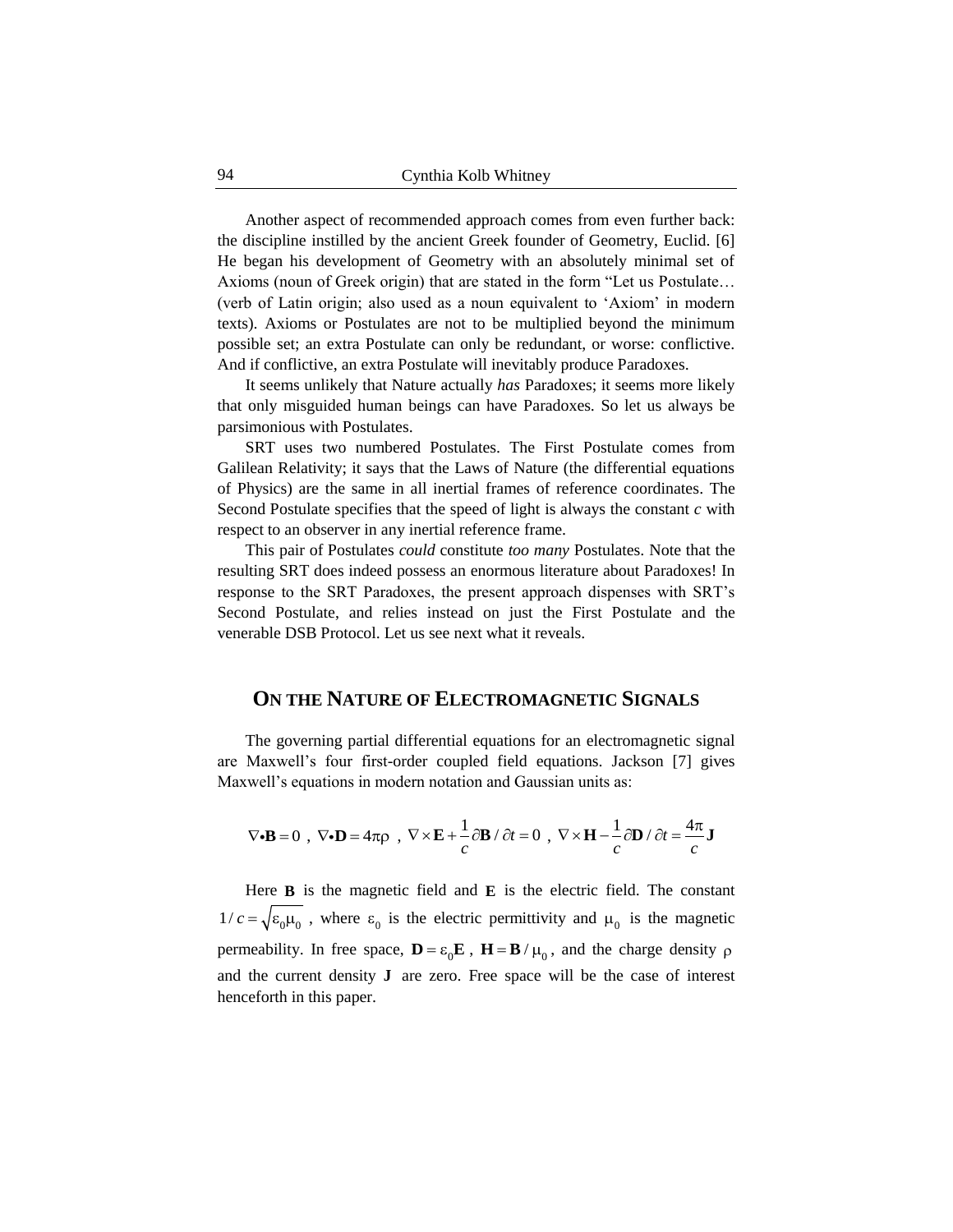Another aspect of recommended approach comes from even further back: the discipline instilled by the ancient Greek founder of Geometry, Euclid. [6] He began his development of Geometry with an absolutely minimal set of Axioms (noun of Greek origin) that are stated in the form "Let us Postulate… (verb of Latin origin; also used as a noun equivalent to 'Axiom' in modern texts). Axioms or Postulates are not to be multiplied beyond the minimum possible set; an extra Postulate can only be redundant, or worse: conflictive. And if conflictive, an extra Postulate will inevitably produce Paradoxes.

It seems unlikely that Nature actually *has* Paradoxes; it seems more likely that only misguided human beings can have Paradoxes. So let us always be parsimonious with Postulates.

SRT uses two numbered Postulates. The First Postulate comes from Galilean Relativity; it says that the Laws of Nature (the differential equations of Physics) are the same in all inertial frames of reference coordinates. The Second Postulate specifies that the speed of light is always the constant $c$ with respect to an observer in any inertial reference frame.

This pair of Postulates *could* constitute *too many* Postulates. Note that the resulting SRT does indeed possess an enormous literature about Paradoxes! In response to the SRT Paradoxes, the present approach dispenses with SRT's Second Postulate, and relies instead on just the First Postulate and the venerable DSB Protocol. Let us see next what it reveals.

## ON THE NATURE OF ELECTROMAGNETIC SIGNALS

The governing partial differential equations for an electromagnetic signal are Maxwell's four first-order coupled field equations. Jackson [7] gives Maxwell's equations in modern notation and Gaussian units as:

$$\nabla \bullet \mathbf{B} = 0 \ , \ \nabla \bullet \mathbf{D} = 4\pi\rho \ , \ \nabla \times \mathbf{E} + \frac{1}{c}\partial \mathbf{B} / \partial t = 0 \ , \ \nabla \times \mathbf{H} - \frac{1}{c}\partial \mathbf{D} / \partial t = \frac{4\pi}{c}\mathbf{J}$$

Here $\mathbf{B}$ is the magnetic field and $\mathbf{E}$ is the electric field. The constant $1/c = \sqrt{\varepsilon_0 \mu_0}$, where $\varepsilon_0$ is the electric permittivity and $\mu_0$ is the magnetic permeability. In free space, $\mathbf{D} = \varepsilon_0 \mathbf{E}$, $\mathbf{H} = \mathbf{B} / \mu_0$, and the charge density $\rho$ and the current density $\mathbf{J}$ are zero. Free space will be the case of interest henceforth in this paper.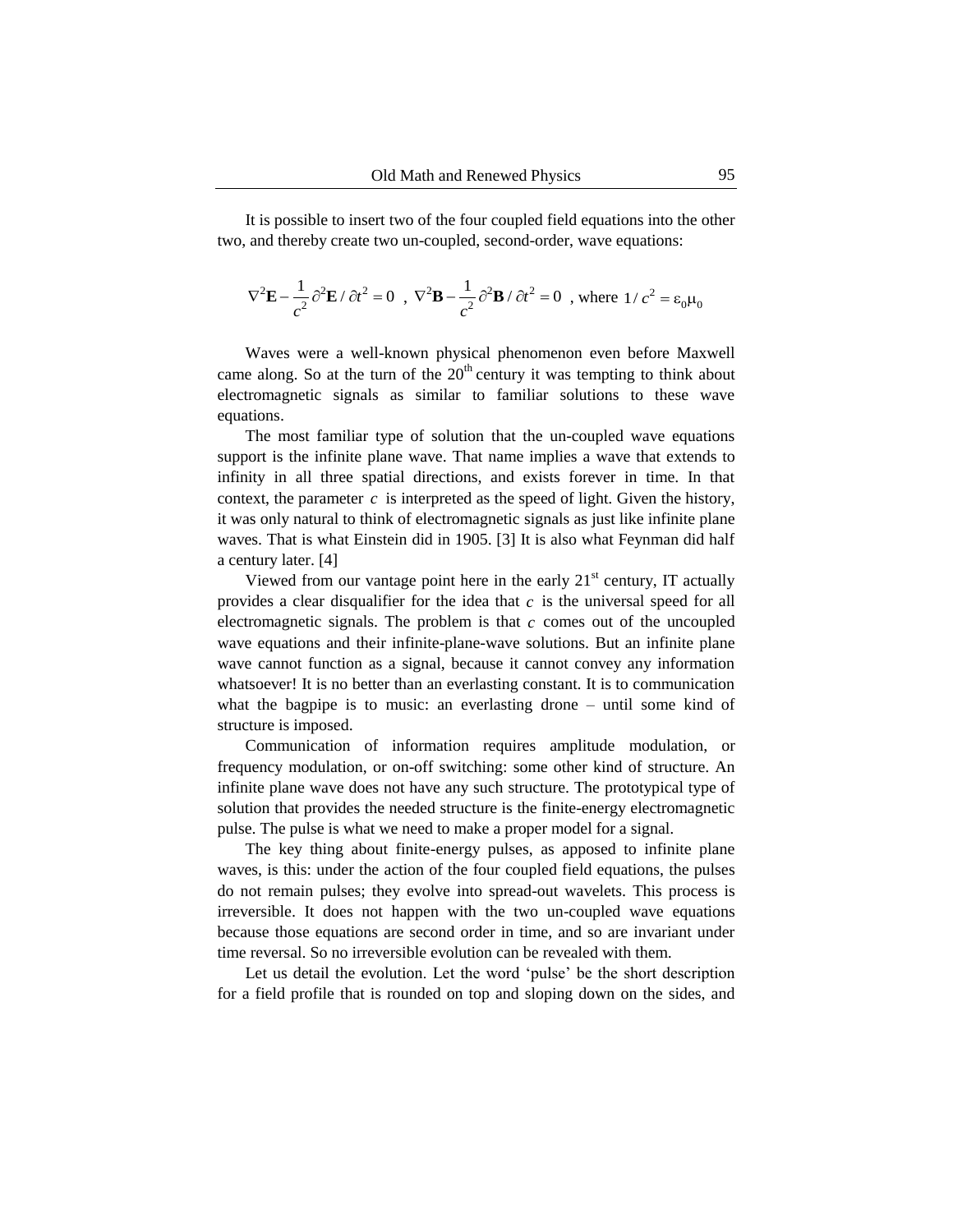It is possible to insert two of the four coupled field equations into the other two, and thereby create two un-coupled, second-order, wave equations:

$$\nabla^2\mathbf{E} - \frac{1}{c^2}\partial^2\mathbf{E}/\partial t^2 = 0 \ , \ \nabla^2\mathbf{B} - \frac{1}{c^2}\partial^2\mathbf{B}/\partial t^2 = 0 \ , \text{ where } 1/c^2 = \varepsilon_0\mu_0$$

Waves were a well-known physical phenomenon even before Maxwell came along. So at the turn of the $20^{\text{th}}$ century it was tempting to think about electromagnetic signals as similar to familiar solutions to these wave equations.

The most familiar type of solution that the un-coupled wave equations support is the infinite plane wave. That name implies a wave that extends to infinity in all three spatial directions, and exists forever in time. In that context, the parameter $c$ is interpreted as the speed of light. Given the history, it was only natural to think of electromagnetic signals as just like infinite plane waves. That is what Einstein did in 1905. [3] It is also what Feynman did half a century later. [4]

Viewed from our vantage point here in the early $21^{\text{st}}$ century, IT actually provides a clear disqualifier for the idea that $c$ is the universal speed for all electromagnetic signals. The problem is that $c$ comes out of the uncoupled wave equations and their infinite-plane-wave solutions. But an infinite plane wave cannot function as a signal, because it cannot convey any information whatsoever! It is no better than an everlasting constant. It is to communication what the bagpipe is to music: an everlasting drone – until some kind of structure is imposed.

Communication of information requires amplitude modulation, or frequency modulation, or on-off switching: some other kind of structure. An infinite plane wave does not have any such structure. The prototypical type of solution that provides the needed structure is the finite-energy electromagnetic pulse. The pulse is what we need to make a proper model for a signal.

The key thing about finite-energy pulses, as apposed to infinite plane waves, is this: under the action of the four coupled field equations, the pulses do not remain pulses; they evolve into spread-out wavelets. This process is irreversible. It does not happen with the two un-coupled wave equations because those equations are second order in time, and so are invariant under time reversal. So no irreversible evolution can be revealed with them.

Let us detail the evolution. Let the word 'pulse' be the short description for a field profile that is rounded on top and sloping down on the sides, and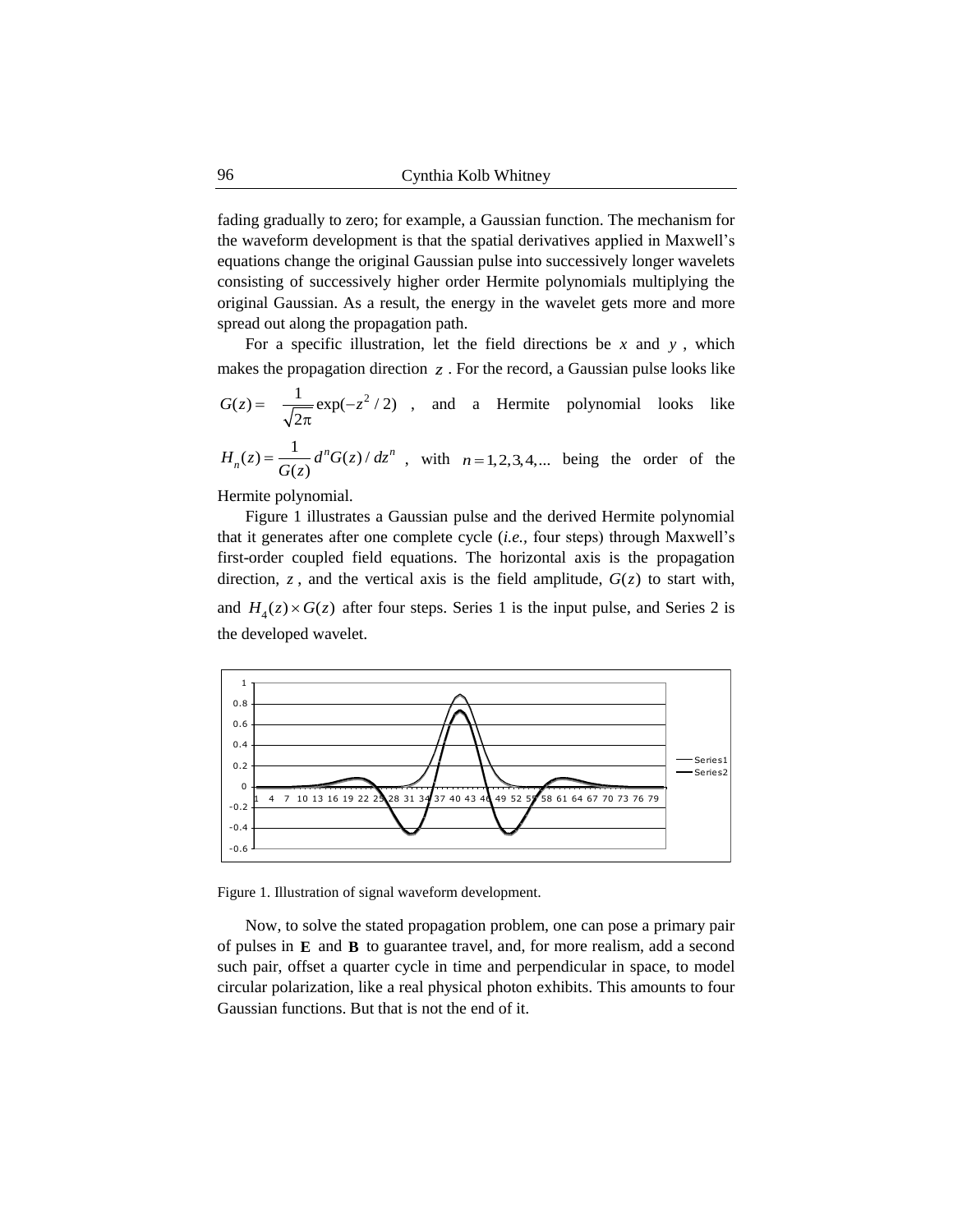fading gradually to zero; for example, a Gaussian function. The mechanism for the waveform development is that the spatial derivatives applied in Maxwell's equations change the original Gaussian pulse into successively longer wavelets consisting of successively higher order Hermite polynomials multiplying the original Gaussian. As a result, the energy in the wavelet gets more and more spread out along the propagation path.

For a specific illustration, let the field directions be $x$ and $y$, which makes the propagation direction $z$. For the record, a Gaussian pulse looks like $G(z) = \frac{1}{\sqrt{2\pi}} \exp(-z^2/2)$, and a Hermite polynomial looks like $H_n(z) = \frac{1}{G(z)} d^n G(z)/dz^n$, with $n = 1,2,3,4,...$ being the order of the Hermite polynomial.

Figure 1 illustrates a Gaussian pulse and the derived Hermite polynomial that it generates after one complete cycle (*i.e.*, four steps) through Maxwell's first-order coupled field equations. The horizontal axis is the propagation direction, $z$, and the vertical axis is the field amplitude, $G(z)$ to start with, and $H_4(z) \times G(z)$ after four steps. Series 1 is the input pulse, and Series 2 is the developed wavelet.

Figure 1. Illustration of signal waveform development.

Now, to solve the stated propagation problem, one can pose a primary pair of pulses in $\mathbf{E}$ and $\mathbf{B}$ to guarantee travel, and, for more realism, add a second such pair, offset a quarter cycle in time and perpendicular in space, to model circular polarization, like a real physical photon exhibits. This amounts to four Gaussian functions. But that is not the end of it.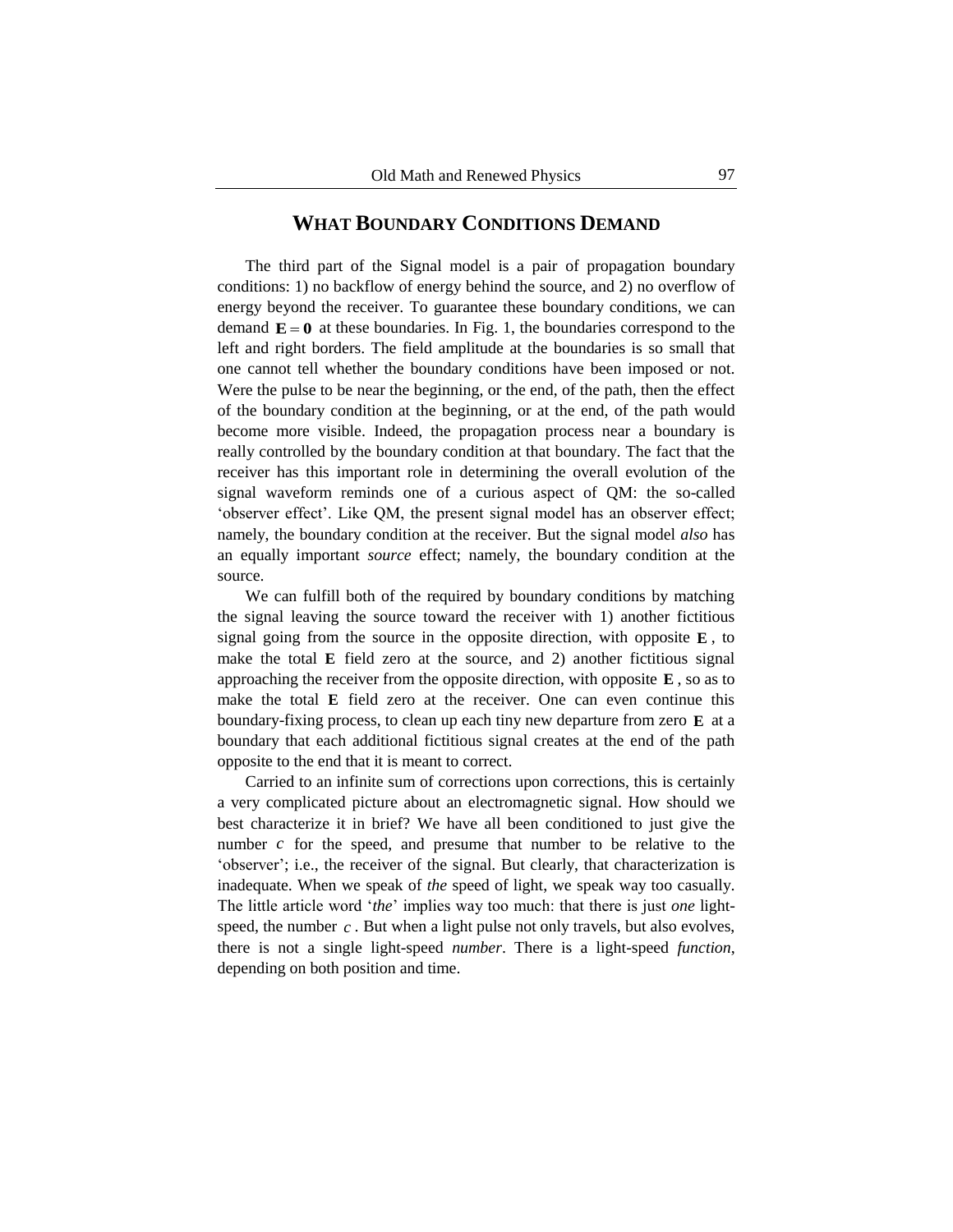## WHAT BOUNDARY CONDITIONS DEMAND

The third part of the Signal model is a pair of propagation boundary conditions: 1) no backflow of energy behind the source, and 2) no overflow of energy beyond the receiver. To guarantee these boundary conditions, we can demand $\mathbf{E} = \mathbf{0}$ at these boundaries. In Fig. 1, the boundaries correspond to the left and right borders. The field amplitude at the boundaries is so small that one cannot tell whether the boundary conditions have been imposed or not. Were the pulse to be near the beginning, or the end, of the path, then the effect of the boundary condition at the beginning, or at the end, of the path would become more visible. Indeed, the propagation process near a boundary is really controlled by the boundary condition at that boundary. The fact that the receiver has this important role in determining the overall evolution of the signal waveform reminds one of a curious aspect of QM: the so-called 'observer effect'. Like QM, the present signal model has an observer effect; namely, the boundary condition at the receiver. But the signal model *also* has an equally important *source* effect; namely, the boundary condition at the source.

We can fulfill both of the required by boundary conditions by matching the signal leaving the source toward the receiver with 1) another fictitious signal going from the source in the opposite direction, with opposite $\mathbf{E}$, to make the total $\mathbf{E}$ field zero at the source, and 2) another fictitious signal approaching the receiver from the opposite direction, with opposite $\mathbf{E}$, so as to make the total $\mathbf{E}$ field zero at the receiver. One can even continue this boundary-fixing process, to clean up each tiny new departure from zero $\mathbf{E}$ at a boundary that each additional fictitious signal creates at the end of the path opposite to the end that it is meant to correct.

Carried to an infinite sum of corrections upon corrections, this is certainly a very complicated picture about an electromagnetic signal. How should we best characterize it in brief? We have all been conditioned to just give the number $c$ for the speed, and presume that number to be relative to the 'observer'; i.e., the receiver of the signal. But clearly, that characterization is inadequate. When we speak of *the* speed of light, we speak way too casually. The little article word '*the*' implies way too much: that there is just *one* light-speed, the number $c$. But when a light pulse not only travels, but also evolves, there is not a single light-speed *number*. There is a light-speed *function*, depending on both position and time.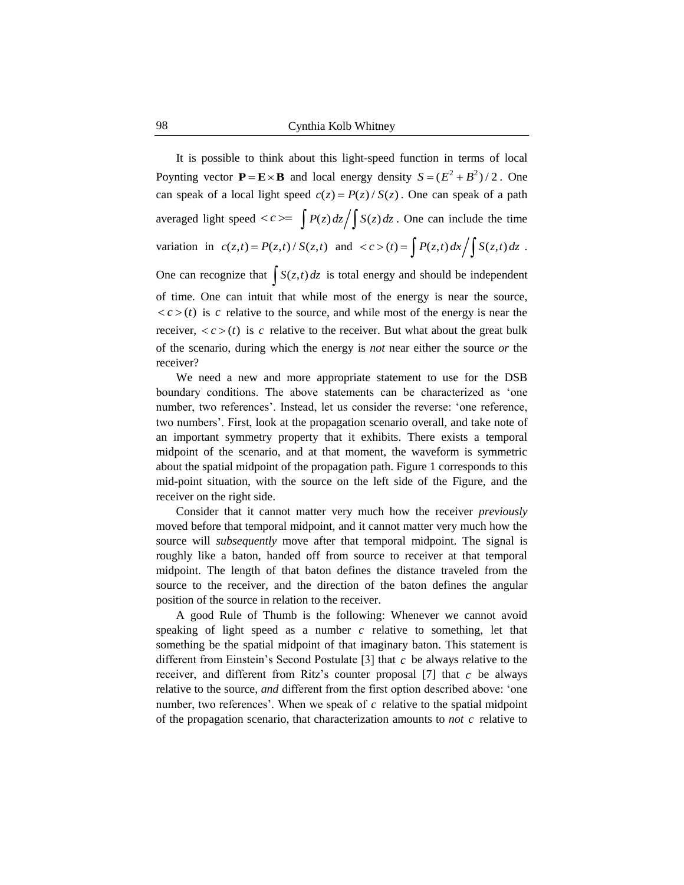It is possible to think about this light-speed function in terms of local Poynting vector $\mathbf{P} = \mathbf{E} \times \mathbf{B}$ and local energy density $S = (E^2 + B^2)/2$. One can speak of a local light speed $c(z) = P(z)/S(z)$. One can speak of a path averaged light speed $< c >= \int P(z)\,dz \Big/ \int S(z)\,dz$. One can include the time variation in $c(z,t) = P(z,t)/S(z,t)$ and $< c > (t) = \int P(z,t)\,dx \Big/ \int S(z,t)\,dz$. One can recognize that $\int S(z,t)\,dz$ is total energy and should be independent of time. One can intuit that while most of the energy is near the source, $< c > (t)$ is $c$ relative to the source, and while most of the energy is near the receiver, $< c > (t)$ is $c$ relative to the receiver. But what about the great bulk of the scenario, during which the energy is *not* near either the source *or* the receiver?

We need a new and more appropriate statement to use for the DSB boundary conditions. The above statements can be characterized as 'one number, two references'. Instead, let us consider the reverse: 'one reference, two numbers'. First, look at the propagation scenario overall, and take note of an important symmetry property that it exhibits. There exists a temporal midpoint of the scenario, and at that moment, the waveform is symmetric about the spatial midpoint of the propagation path. Figure 1 corresponds to this mid-point situation, with the source on the left side of the Figure, and the receiver on the right side.

Consider that it cannot matter very much how the receiver *previously* moved before that temporal midpoint, and it cannot matter very much how the source will *subsequently* move after that temporal midpoint. The signal is roughly like a baton, handed off from source to receiver at that temporal midpoint. The length of that baton defines the distance traveled from the source to the receiver, and the direction of the baton defines the angular position of the source in relation to the receiver.

A good Rule of Thumb is the following: Whenever we cannot avoid speaking of light speed as a number $c$ relative to something, let that something be the spatial midpoint of that imaginary baton. This statement is different from Einstein's Second Postulate [3] that $c$ be always relative to the receiver, and different from Ritz's counter proposal [7] that $c$ be always relative to the source, *and* different from the first option described above: 'one number, two references'. When we speak of $c$ relative to the spatial midpoint of the propagation scenario, that characterization amounts to *not* $c$ relative to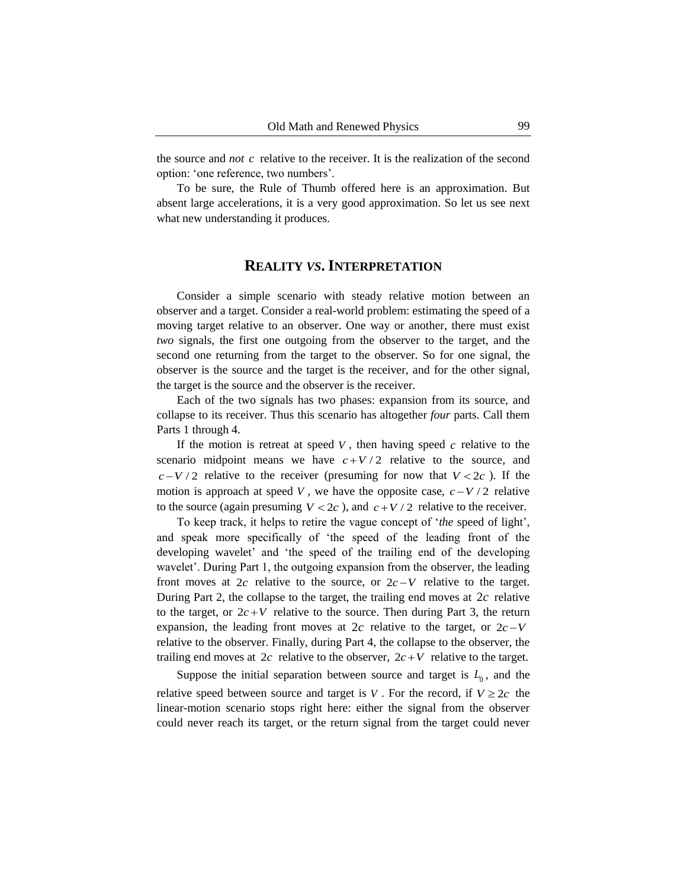the source and *not* $c$ relative to the receiver. It is the realization of the second option: 'one reference, two numbers'.

To be sure, the Rule of Thumb offered here is an approximation. But absent large accelerations, it is a very good approximation. So let us see next what new understanding it produces.

## REALITY *VS.* INTERPRETATION

Consider a simple scenario with steady relative motion between an observer and a target. Consider a real-world problem: estimating the speed of a moving target relative to an observer. One way or another, there must exist *two* signals, the first one outgoing from the observer to the target, and the second one returning from the target to the observer. So for one signal, the observer is the source and the target is the receiver, and for the other signal, the target is the source and the observer is the receiver.

Each of the two signals has two phases: expansion from its source, and collapse to its receiver. Thus this scenario has altogether *four* parts. Call them Parts 1 through 4.

If the motion is retreat at speed $V$, then having speed $c$ relative to the scenario midpoint means we have $c+V/2$ relative to the source, and $c-V/2$ relative to the receiver (presuming for now that $V<2c$). If the motion is approach at speed $V$, we have the opposite case, $c-V/2$ relative to the source (again presuming $V<2c$), and $c+V/2$ relative to the receiver.

To keep track, it helps to retire the vague concept of '*the* speed of light', and speak more specifically of 'the speed of the leading front of the developing wavelet' and 'the speed of the trailing end of the developing wavelet'. During Part 1, the outgoing expansion from the observer, the leading front moves at $2c$ relative to the source, or $2c-V$ relative to the target. During Part 2, the collapse to the target, the trailing end moves at $2c$ relative to the target, or $2c+V$ relative to the source. Then during Part 3, the return expansion, the leading front moves at $2c$ relative to the target, or $2c-V$ relative to the observer. Finally, during Part 4, the collapse to the observer, the trailing end moves at $2c$ relative to the observer, $2c+V$ relative to the target.

Suppose the initial separation between source and target is $L_0$, and the relative speed between source and target is $V$. For the record, if $V \geq 2c$ the linear-motion scenario stops right here: either the signal from the observer could never reach its target, or the return signal from the target could never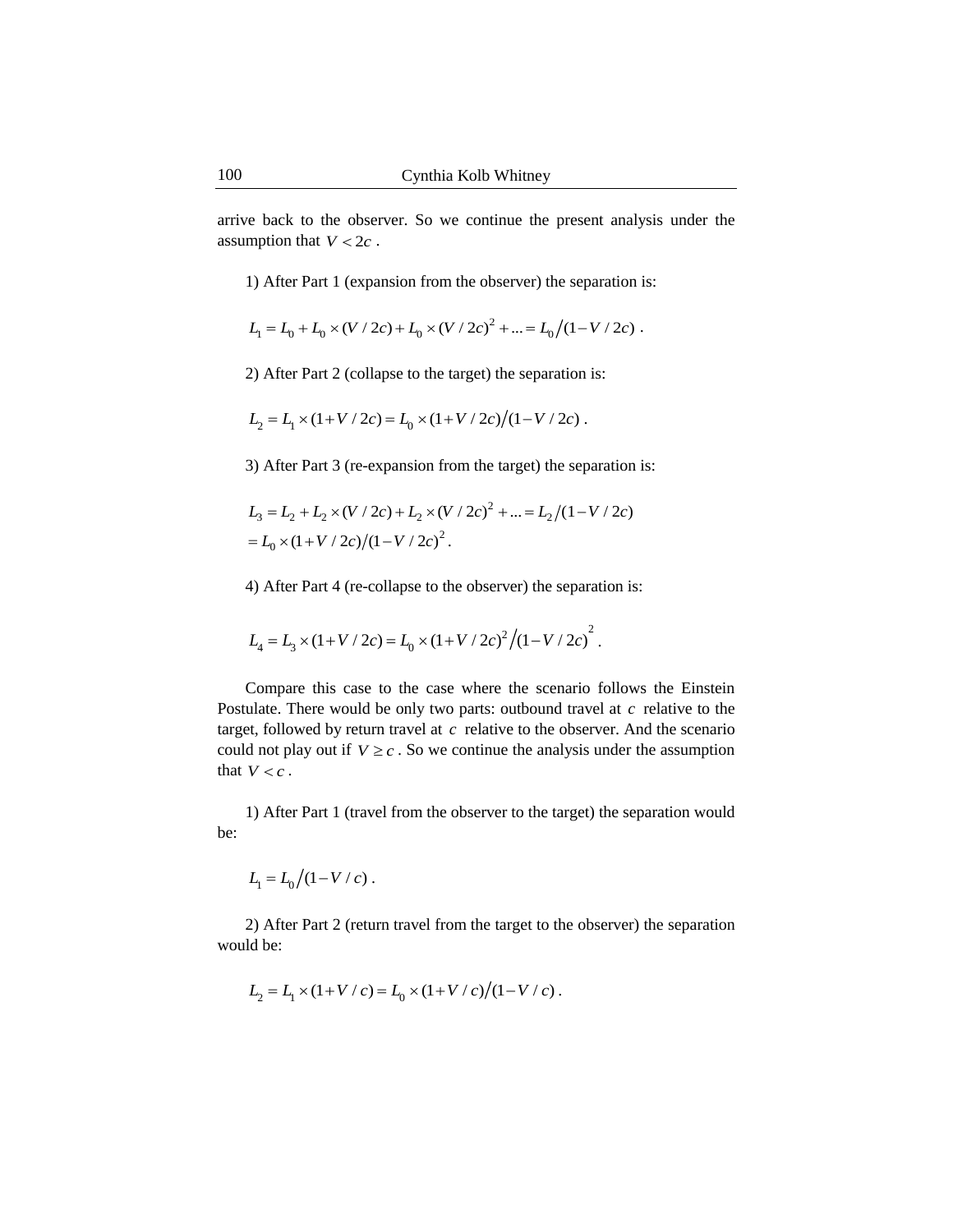arrive back to the observer. So we continue the present analysis under the assumption that $V < 2c$ .

1) After Part 1 (expansion from the observer) the separation is:

$$L_1 = L_0 + L_0 \times (V / 2c) + L_0 \times (V / 2c)^2 + ... = L_0 \big/ (1 - V / 2c) \ .$$

2) After Part 2 (collapse to the target) the separation is:

$$L_2 = L_1 \times (1 + V / 2c) = L_0 \times (1 + V / 2c) \big/ (1 - V / 2c) \ .$$

3) After Part 3 (re-expansion from the target) the separation is:

$$L_3 = L_2 + L_2 \times (V / 2c) + L_2 \times (V / 2c)^2 + ... = L_2 \big/ (1 - V / 2c)$$
$$= L_0 \times (1 + V / 2c) \big/ (1 - V / 2c)^2 \ .$$

4) After Part 4 (re-collapse to the observer) the separation is:

$$L_4 = L_3 \times (1 + V / 2c) = L_0 \times (1 + V / 2c)^2 \big/ (1 - V / 2c)^2 \ .$$

Compare this case to the case where the scenario follows the Einstein Postulate. There would be only two parts: outbound travel at $c$ relative to the target, followed by return travel at $c$ relative to the observer. And the scenario could not play out if $V \geq c$ . So we continue the analysis under the assumption that $V < c$ .

1) After Part 1 (travel from the observer to the target) the separation would be:

$$L_1 = L_0 \big/ (1 - V / c) \ .$$

2) After Part 2 (return travel from the target to the observer) the separation would be:

$$L_2 = L_1 \times (1 + V / c) = L_0 \times (1 + V / c) \big/ (1 - V / c) \ .$$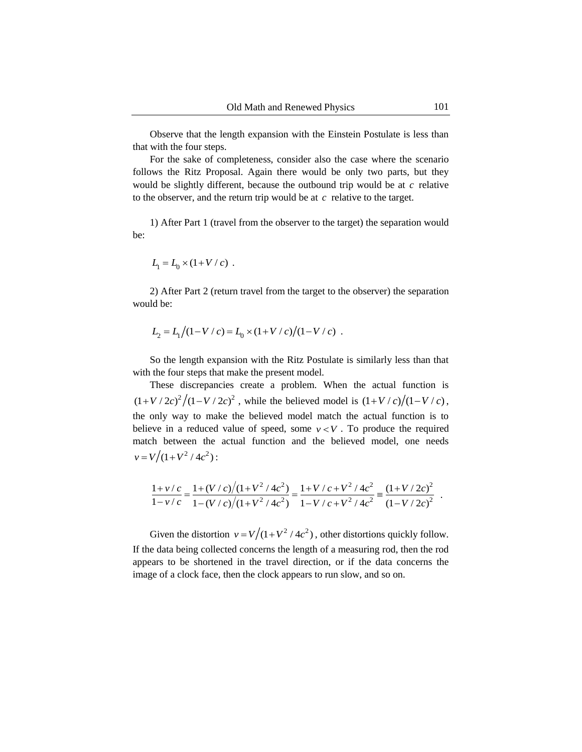Observe that the length expansion with the Einstein Postulate is less than that with the four steps.

For the sake of completeness, consider also the case where the scenario follows the Ritz Proposal. Again there would be only two parts, but they would be slightly different, because the outbound trip would be at $c$ relative to the observer, and the return trip would be at $c$ relative to the target.

1) After Part 1 (travel from the observer to the target) the separation would be:

$$L_1 = L_0 \times (1 + V / c) \ .$$

2) After Part 2 (return travel from the target to the observer) the separation would be:

$$L_2 = L_1 \big/ (1 - V / c) = L_0 \times (1 + V / c) \big/ (1 - V / c) \ .$$

So the length expansion with the Ritz Postulate is similarly less than that with the four steps that make the present model.

These discrepancies create a problem. When the actual function is $(1 + V / 2c)^2 \big/ (1 - V / 2c)^2$, while the believed model is $(1 + V / c) \big/ (1 - V / c)$, the only way to make the believed model match the actual function is to believe in a reduced value of speed, some $v < V$. To produce the required match between the actual function and the believed model, one needs $v = V \big/ (1 + V^2 / 4c^2)$:

$$\frac{1 + v / c}{1 - v / c} = \frac{1 + (V / c) \big/ (1 + V^2 / 4c^2)}{1 - (V / c) \big/ (1 + V^2 / 4c^2)} = \frac{1 + V / c + V^2 / 4c^2}{1 - V / c + V^2 / 4c^2} \equiv \frac{(1 + V / 2c)^2}{(1 - V / 2c)^2} \ .$$

Given the distortion $v = V \big/ (1 + V^2 / 4c^2)$, other distortions quickly follow. If the data being collected concerns the length of a measuring rod, then the rod appears to be shortened in the travel direction, or if the data concerns the image of a clock face, then the clock appears to run slow, and so on.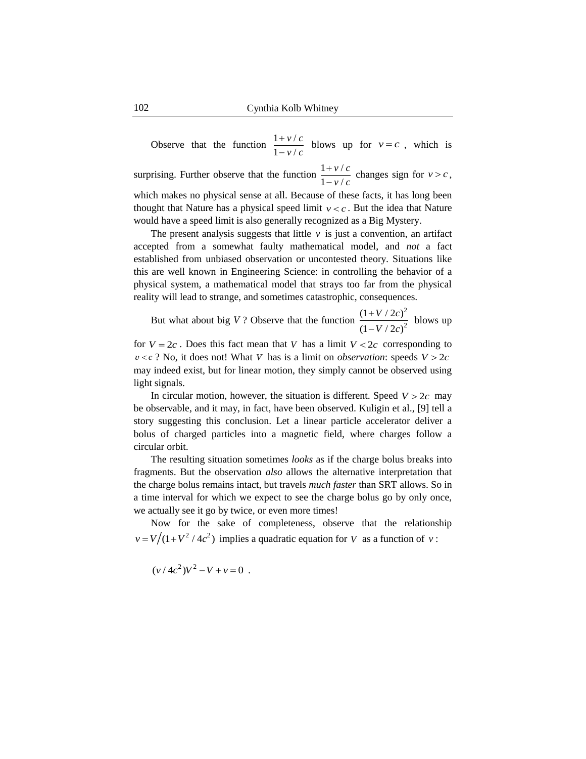Observe that the function $\frac{1+v/c}{1-v/c}$ blows up for $v=c$, which is surprising. Further observe that the function $\frac{1+v/c}{1-v/c}$ changes sign for $v>c$, which makes no physical sense at all. Because of these facts, it has long been thought that Nature has a physical speed limit $v<c$. But the idea that Nature would have a speed limit is also generally recognized as a Big Mystery.

The present analysis suggests that little $v$ is just a convention, an artifact accepted from a somewhat faulty mathematical model, and *not* a fact established from unbiased observation or uncontested theory. Situations like this are well known in Engineering Science: in controlling the behavior of a physical system, a mathematical model that strays too far from the physical reality will lead to strange, and sometimes catastrophic, consequences.

But what about big $V$? Observe that the function $\frac{(1+V/2c)^2}{(1-V/2c)^2}$ blows up for $V=2c$. Does this fact mean that $V$ has a limit $V<2c$ corresponding to $v<c$? No, it does not! What $V$ has is a limit on *observation*: speeds $V>2c$ may indeed exist, but for linear motion, they simply cannot be observed using light signals.

In circular motion, however, the situation is different. Speed $V>2c$ may be observable, and it may, in fact, have been observed. Kuligin et al., [9] tell a story suggesting this conclusion. Let a linear particle accelerator deliver a bolus of charged particles into a magnetic field, where charges follow a circular orbit.

The resulting situation sometimes *looks* as if the charge bolus breaks into fragments. But the observation *also* allows the alternative interpretation that the charge bolus remains intact, but travels *much faster* than SRT allows. So in a time interval for which we expect to see the charge bolus go by only once, we actually see it go by twice, or even more times!

Now for the sake of completeness, observe that the relationship $v=V\big/(1+V^2/4c^2)$ implies a quadratic equation for $V$ as a function of $v$:

$$(v/4c^2)V^2 - V + v = 0 \ .$$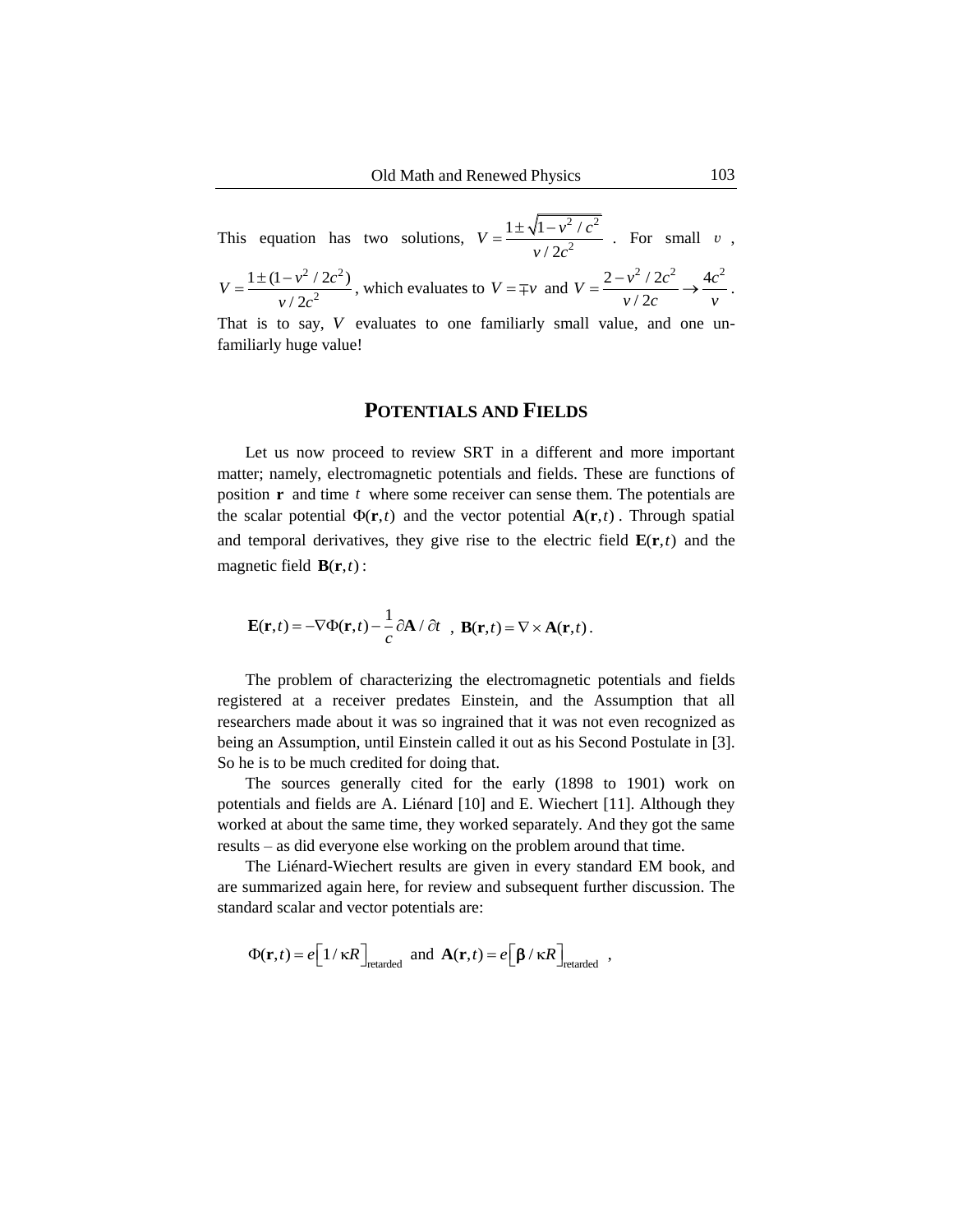This equation has two solutions, $V = \dfrac{1 \pm \sqrt{1 - v^2 / c^2}}{v / 2c^2}$ . For small $v$ , $V = \dfrac{1 \pm (1 - v^2 / 2c^2)}{v / 2c^2}$, which evaluates to $V = \mp v$ and $V = \dfrac{2 - v^2 / 2c^2}{v / 2c} \to \dfrac{4c^2}{v}$ . That is to say, $V$ evaluates to one familiarly small value, and one unfamiliarly huge value!

## POTENTIALS AND FIELDS

Let us now proceed to review SRT in a different and more important matter; namely, electromagnetic potentials and fields. These are functions of position $\mathbf{r}$ and time $t$ where some receiver can sense them. The potentials are the scalar potential $\Phi(\mathbf{r},t)$ and the vector potential $\mathbf{A}(\mathbf{r},t)$ . Through spatial and temporal derivatives, they give rise to the electric field $\mathbf{E}(\mathbf{r},t)$ and the magnetic field $\mathbf{B}(\mathbf{r},t)$ :

$$\mathbf{E}(\mathbf{r},t) = -\nabla\Phi(\mathbf{r},t) - \frac{1}{c}\partial\mathbf{A} / \partial t \;\; , \;\; \mathbf{B}(\mathbf{r},t) = \nabla \times \mathbf{A}(\mathbf{r},t) \, .$$

The problem of characterizing the electromagnetic potentials and fields registered at a receiver predates Einstein, and the Assumption that all researchers made about it was so ingrained that it was not even recognized as being an Assumption, until Einstein called it out as his Second Postulate in [3]. So he is to be much credited for doing that.

The sources generally cited for the early (1898 to 1901) work on potentials and fields are A. Liénard [10] and E. Wiechert [11]. Although they worked at about the same time, they worked separately. And they got the same results – as did everyone else working on the problem around that time.

The Liénard-Wiechert results are given in every standard EM book, and are summarized again here, for review and subsequent further discussion. The standard scalar and vector potentials are:

$$\Phi(\mathbf{r},t) = e\big[1 / \kappa R\big]_{\text{retarded}} \;\text{ and }\; \mathbf{A}(\mathbf{r},t) = e\big[\boldsymbol{\beta} / \kappa R\big]_{\text{retarded}} \;\; ,$$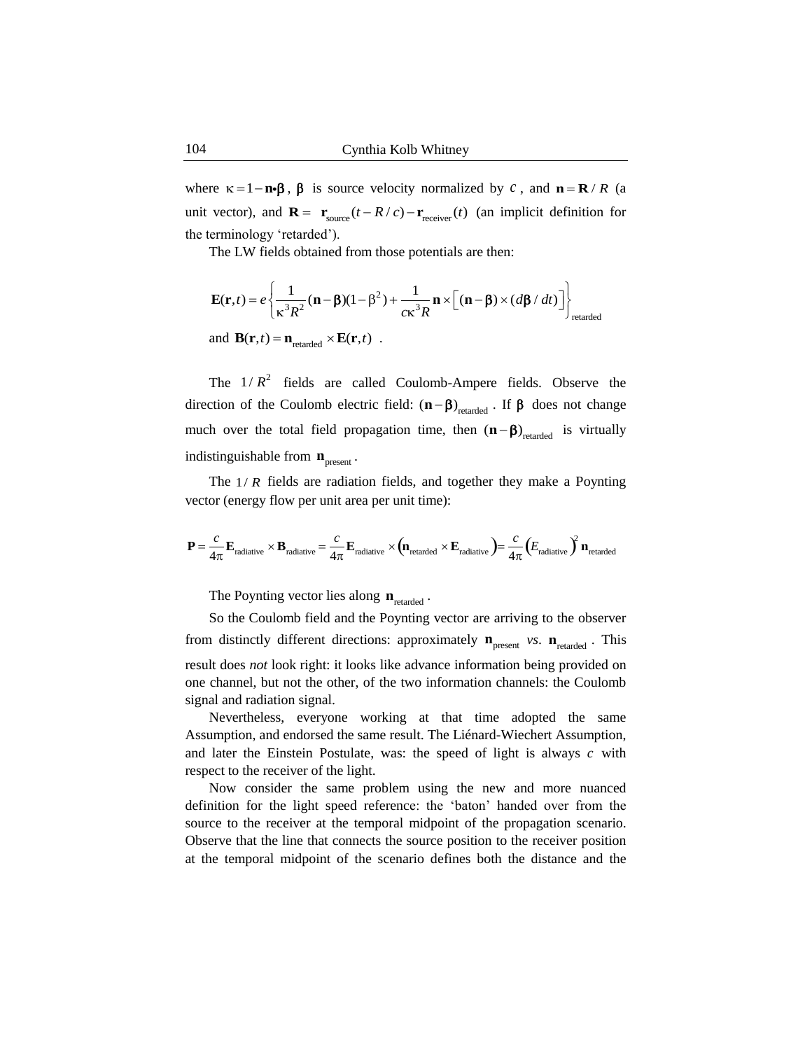where $\kappa = 1 - \mathbf{n} \bullet \boldsymbol{\beta}$, $\boldsymbol{\beta}$ is source velocity normalized by $c$, and $\mathbf{n} = \mathbf{R} / R$ (a unit vector), and $\mathbf{R} = \mathbf{r}_{\text{source}}(t - R/c) - \mathbf{r}_{\text{receiver}}(t)$ (an implicit definition for the terminology 'retarded').

The LW fields obtained from those potentials are then:

$$\mathbf{E}(\mathbf{r},t) = e \left\{ \frac{1}{\kappa^3 R^2} (\mathbf{n} - \boldsymbol{\beta})(1 - \beta^2) + \frac{1}{c\kappa^3 R} \mathbf{n} \times \left[ (\mathbf{n} - \boldsymbol{\beta}) \times (d\boldsymbol{\beta} / dt) \right] \right\}_{\text{retarded}}$$

and $\mathbf{B}(\mathbf{r},t) = \mathbf{n}_{\text{retarded}} \times \mathbf{E}(\mathbf{r},t)$ .

The $1/R^2$ fields are called Coulomb-Ampere fields. Observe the direction of the Coulomb electric field: $(\mathbf{n} - \boldsymbol{\beta})_{\text{retarded}}$ . If $\boldsymbol{\beta}$ does not change much over the total field propagation time, then $(\mathbf{n} - \boldsymbol{\beta})_{\text{retarded}}$ is virtually indistinguishable from $\mathbf{n}_{\text{present}}$ .

The $1/R$ fields are radiation fields, and together they make a Poynting vector (energy flow per unit area per unit time):

$$\mathbf{P} = \frac{c}{4\pi} \mathbf{E}_{\text{radiative}} \times \mathbf{B}_{\text{radiative}} = \frac{c}{4\pi} \mathbf{E}_{\text{radiative}} \times \left( \mathbf{n}_{\text{retarded}} \times \mathbf{E}_{\text{radiative}} \right) = \frac{c}{4\pi} \left( E_{\text{radiative}} \right)^2 \mathbf{n}_{\text{retarded}}$$

The Poynting vector lies along $\mathbf{n}_{\text{retarded}}$ .

So the Coulomb field and the Poynting vector are arriving to the observer from distinctly different directions: approximately $\mathbf{n}_{\text{present}}$ *vs*. $\mathbf{n}_{\text{retarded}}$ . This result does *not* look right: it looks like advance information being provided on one channel, but not the other, of the two information channels: the Coulomb signal and radiation signal.

Nevertheless, everyone working at that time adopted the same Assumption, and endorsed the same result. The Liénard-Wiechert Assumption, and later the Einstein Postulate, was: the speed of light is always $c$ with respect to the receiver of the light.

Now consider the same problem using the new and more nuanced definition for the light speed reference: the 'baton' handed over from the source to the receiver at the temporal midpoint of the propagation scenario. Observe that the line that connects the source position to the receiver position at the temporal midpoint of the scenario defines both the distance and the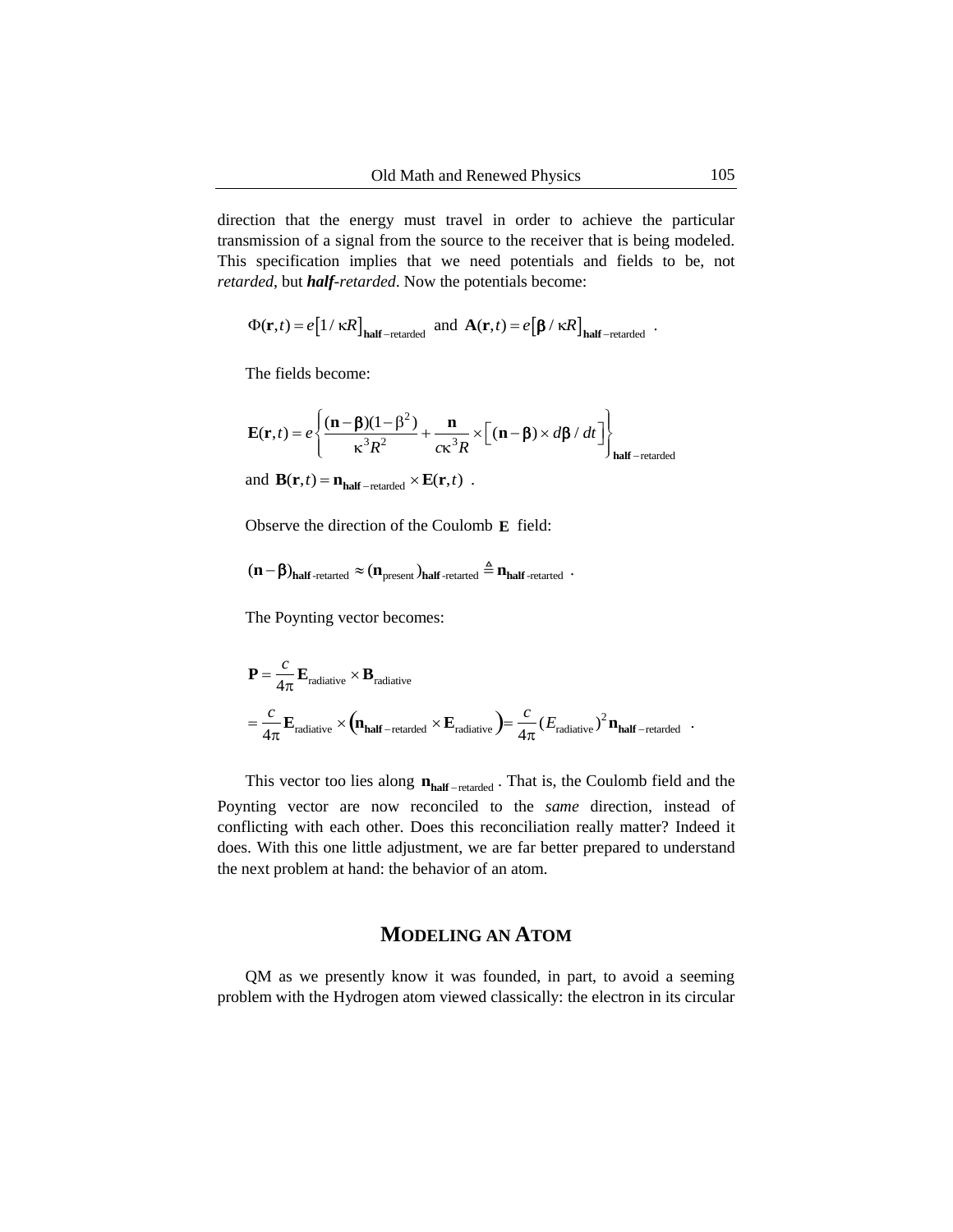direction that the energy must travel in order to achieve the particular transmission of a signal from the source to the receiver that is being modeled. This specification implies that we need potentials and fields to be, not *retarded*, but ***half****-retarded*. Now the potentials become:

$$\Phi(\mathbf{r},t) = e\left[1/\kappa R\right]_{\mathbf{half}-\text{retarded}} \text{ and } \mathbf{A}(\mathbf{r},t) = e\left[\boldsymbol{\beta}/\kappa R\right]_{\mathbf{half}-\text{retarded}} \ .$$

The fields become:

$$\mathbf{E}(\mathbf{r},t) = e\left\{\frac{(\mathbf{n}-\boldsymbol{\beta})(1-\beta^2)}{\kappa^3 R^2} + \frac{\mathbf{n}}{c\kappa^3 R}\times\left[(\mathbf{n}-\boldsymbol{\beta})\times d\boldsymbol{\beta}/dt\right]\right\}_{\mathbf{half}-\text{retarded}}$$

and $\mathbf{B}(\mathbf{r},t) = \mathbf{n}_{\mathbf{half}-\text{retarded}} \times \mathbf{E}(\mathbf{r},t)$ .

Observe the direction of the Coulomb $\mathbf{E}$ field:

$$(\mathbf{n}-\boldsymbol{\beta})_{\mathbf{half}\text{-retarted}} \approx (\mathbf{n}_{\text{present}})_{\mathbf{half}\text{-retarted}} \triangleq \mathbf{n}_{\mathbf{half}\text{-retarted}} \ .$$

The Poynting vector becomes:

$$\mathbf{P} = \frac{c}{4\pi}\mathbf{E}_{\text{radiative}} \times \mathbf{B}_{\text{radiative}}$$

$$= \frac{c}{4\pi}\mathbf{E}_{\text{radiative}} \times \left(\mathbf{n}_{\mathbf{half}-\text{retarded}} \times \mathbf{E}_{\text{radiative}}\right) = \frac{c}{4\pi}(E_{\text{radiative}})^2 \mathbf{n}_{\mathbf{half}-\text{retarded}} \ .$$

This vector too lies along $\mathbf{n}_{\mathbf{half}-\text{retarded}}$ . That is, the Coulomb field and the Poynting vector are now reconciled to the *same* direction, instead of conflicting with each other. Does this reconciliation really matter? Indeed it does. With this one little adjustment, we are far better prepared to understand the next problem at hand: the behavior of an atom.

## MODELING AN ATOM

QM as we presently know it was founded, in part, to avoid a seeming problem with the Hydrogen atom viewed classically: the electron in its circular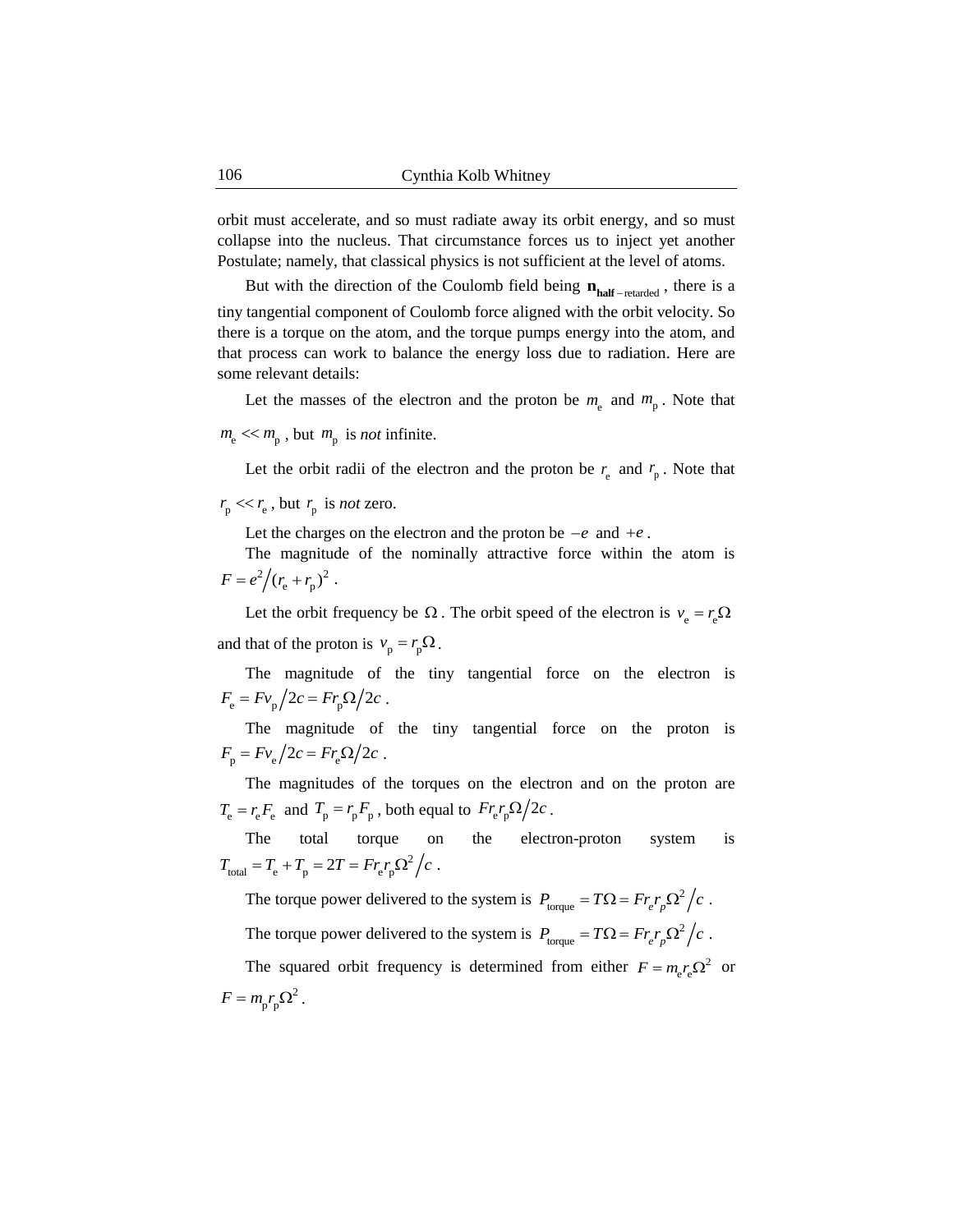orbit must accelerate, and so must radiate away its orbit energy, and so must collapse into the nucleus. That circumstance forces us to inject yet another Postulate; namely, that classical physics is not sufficient at the level of atoms.

But with the direction of the Coulomb field being $\mathbf{n}_{\mathbf{half}-\text{retarded}}$, there is a tiny tangential component of Coulomb force aligned with the orbit velocity. So there is a torque on the atom, and the torque pumps energy into the atom, and that process can work to balance the energy loss due to radiation. Here are some relevant details:

Let the masses of the electron and the proton be $m_\text{e}$ and $m_\text{p}$. Note that $m_\text{e} << m_\text{p}$, but $m_\text{p}$ is *not* infinite.

Let the orbit radii of the electron and the proton be $r_\text{e}$ and $r_\text{p}$. Note that $r_\text{p} << r_\text{e}$, but $r_\text{p}$ is *not* zero.

Let the charges on the electron and the proton be $-e$ and $+e$.

The magnitude of the nominally attractive force within the atom is $F = e^2 \big/ (r_\text{e} + r_\text{p})^2$.

Let the orbit frequency be $\Omega$. The orbit speed of the electron is $v_\text{e} = r_\text{e}\Omega$ and that of the proton is $v_\text{p} = r_\text{p}\Omega$.

The magnitude of the tiny tangential force on the electron is $F_\text{e} = F v_\text{p} \big/ 2c = F r_\text{p} \Omega \big/ 2c$.

The magnitude of the tiny tangential force on the proton is $F_\text{p} = F v_\text{e} \big/ 2c = F r_\text{e} \Omega \big/ 2c$.

The magnitudes of the torques on the electron and on the proton are $T_\text{e} = r_\text{e} F_\text{e}$ and $T_\text{p} = r_\text{p} F_\text{p}$, both equal to $F r_\text{e} r_\text{p} \Omega \big/ 2c$.

The total torque on the electron-proton system is $T_\text{total} = T_\text{e} + T_\text{p} = 2T = F r_\text{e} r_\text{p} \Omega^2 \big/ c$.

The torque power delivered to the system is $P_\text{torque} = T\Omega = F r_e r_p \Omega^2 \big/ c$.

The torque power delivered to the system is $P_\text{torque} = T\Omega = F r_e r_p \Omega^2 \big/ c$.

The squared orbit frequency is determined from either $F = m_\text{e} r_\text{e} \Omega^2$ or $F = m_\text{p} r_\text{p} \Omega^2$.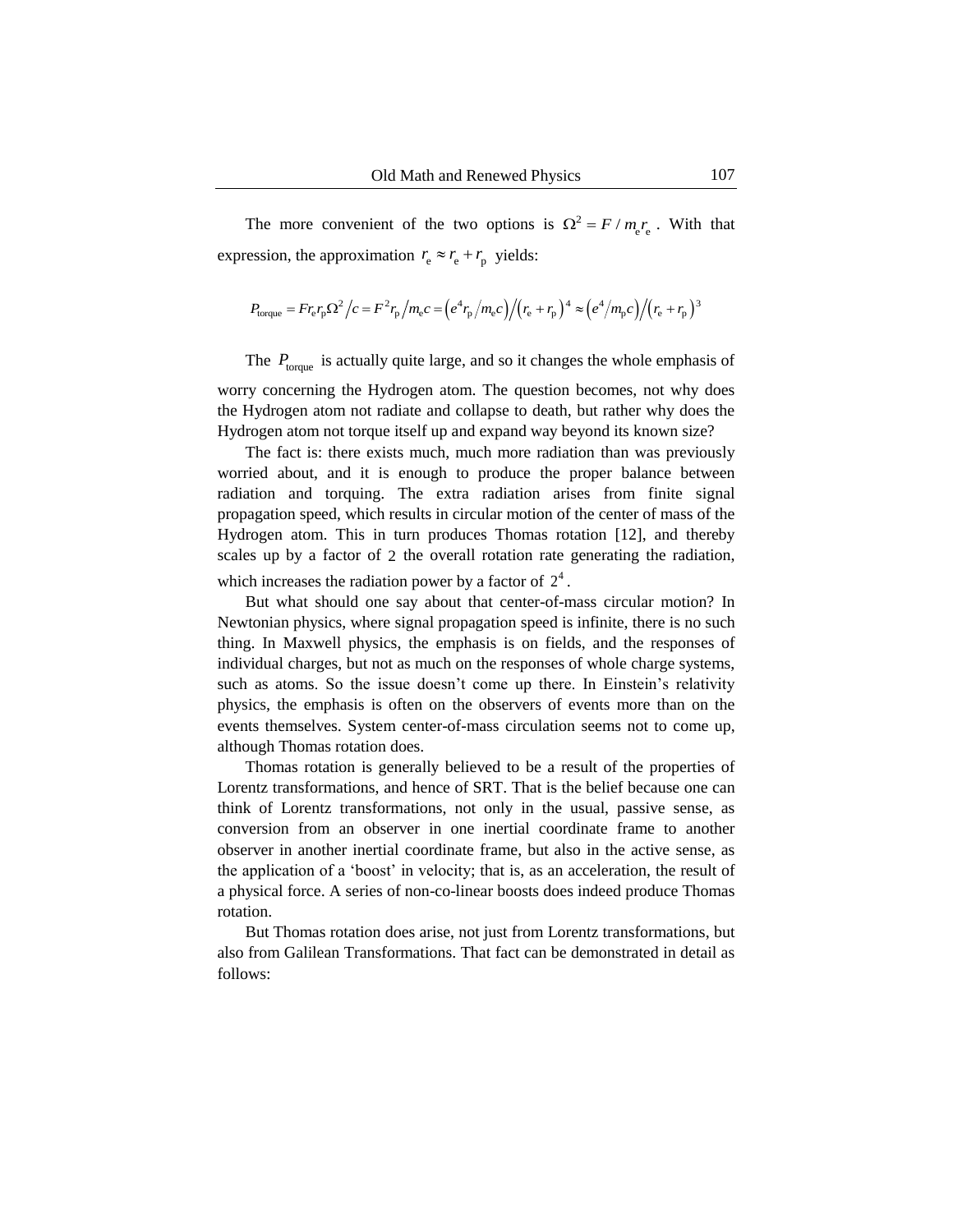The more convenient of the two options is $\Omega^2 = F / m_e r_e$. With that expression, the approximation $r_e \approx r_e + r_p$ yields:

$$P_{\text{torque}} = F r_e r_p \Omega^2 / c = F^2 r_p / m_e c = \left(e^4 r_p / m_e c\right) / \left(r_e + r_p\right)^4 \approx \left(e^4 / m_p c\right) / \left(r_e + r_p\right)^3$$

The $P_{\text{torque}}$ is actually quite large, and so it changes the whole emphasis of worry concerning the Hydrogen atom. The question becomes, not why does the Hydrogen atom not radiate and collapse to death, but rather why does the Hydrogen atom not torque itself up and expand way beyond its known size?

The fact is: there exists much, much more radiation than was previously worried about, and it is enough to produce the proper balance between radiation and torquing. The extra radiation arises from finite signal propagation speed, which results in circular motion of the center of mass of the Hydrogen atom. This in turn produces Thomas rotation [12], and thereby scales up by a factor of $2$ the overall rotation rate generating the radiation, which increases the radiation power by a factor of $2^4$.

But what should one say about that center-of-mass circular motion? In Newtonian physics, where signal propagation speed is infinite, there is no such thing. In Maxwell physics, the emphasis is on fields, and the responses of individual charges, but not as much on the responses of whole charge systems, such as atoms. So the issue doesn't come up there. In Einstein's relativity physics, the emphasis is often on the observers of events more than on the events themselves. System center-of-mass circulation seems not to come up, although Thomas rotation does.

Thomas rotation is generally believed to be a result of the properties of Lorentz transformations, and hence of SRT. That is the belief because one can think of Lorentz transformations, not only in the usual, passive sense, as conversion from an observer in one inertial coordinate frame to another observer in another inertial coordinate frame, but also in the active sense, as the application of a 'boost' in velocity; that is, as an acceleration, the result of a physical force. A series of non-co-linear boosts does indeed produce Thomas rotation.

But Thomas rotation does arise, not just from Lorentz transformations, but also from Galilean Transformations. That fact can be demonstrated in detail as follows: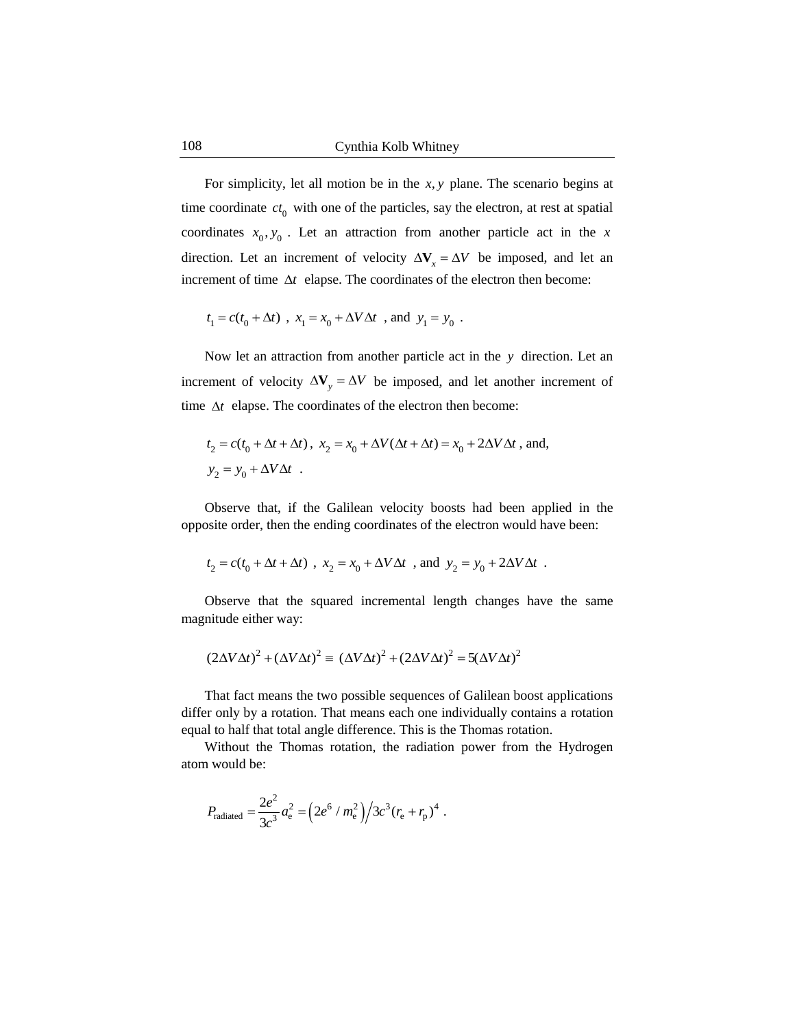For simplicity, let all motion be in the $x, y$ plane. The scenario begins at time coordinate $ct_0$ with one of the particles, say the electron, at rest at spatial coordinates $x_0, y_0$. Let an attraction from another particle act in the $x$ direction. Let an increment of velocity $\Delta \mathbf{V}_x = \Delta V$ be imposed, and let an increment of time $\Delta t$ elapse. The coordinates of the electron then become:

$$t_1 = c(t_0 + \Delta t) \ , \ x_1 = x_0 + \Delta V \Delta t \ \text{, and } \ y_1 = y_0 \ .$$

Now let an attraction from another particle act in the $y$ direction. Let an increment of velocity $\Delta \mathbf{V}_y = \Delta V$ be imposed, and let another increment of time $\Delta t$ elapse. The coordinates of the electron then become:

$$t_2 = c(t_0 + \Delta t + \Delta t) \, , \ x_2 = x_0 + \Delta V (\Delta t + \Delta t) = x_0 + 2 \Delta V \Delta t \text{ , and,}$$
$$y_2 = y_0 + \Delta V \Delta t \ .$$

Observe that, if the Galilean velocity boosts had been applied in the opposite order, then the ending coordinates of the electron would have been:

$$t_2 = c(t_0 + \Delta t + \Delta t) \ , \ x_2 = x_0 + \Delta V \Delta t \ \text{, and } \ y_2 = y_0 + 2 \Delta V \Delta t \ .$$

Observe that the squared incremental length changes have the same magnitude either way:

$$(2 \Delta V \Delta t)^2 + (\Delta V \Delta t)^2 \equiv (\Delta V \Delta t)^2 + (2 \Delta V \Delta t)^2 = 5 (\Delta V \Delta t)^2$$

That fact means the two possible sequences of Galilean boost applications differ only by a rotation. That means each one individually contains a rotation equal to half that total angle difference. This is the Thomas rotation.

Without the Thomas rotation, the radiation power from the Hydrogen atom would be:

$$P_{\text{radiated}} = \frac{2e^2}{3c^3} a_{\text{e}}^2 = \left( 2e^6 / m_{\text{e}}^2 \right) \Big/ 3c^3 (r_{\text{e}} + r_{\text{p}})^4 \ .$$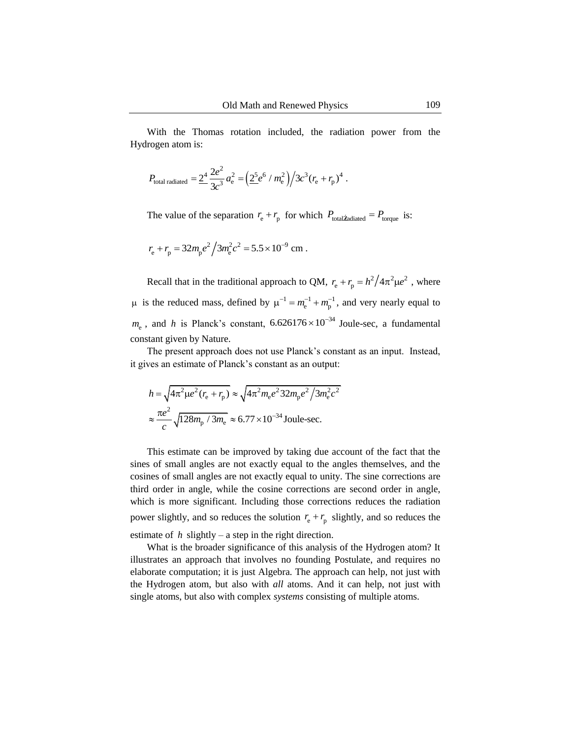With the Thomas rotation included, the radiation power from the Hydrogen atom is:

$$P_{\text{total radiated}} = \underline{2^4}\,\frac{2e^2}{3c^3}\,a_{\text{e}}^2 = \left(\underline{2^5}e^6 / m_{\text{e}}^2\right)\Big/ 3c^3(r_{\text{e}} + r_{\text{p}})^4 \ .$$

The value of the separation $r_{\text{e}} + r_{\text{p}}$ for which $P_{\text{total radiated}} = P_{\text{torque}}$ is:

$$r_{\text{e}} + r_{\text{p}} = 32 m_{\text{p}} e^2 \Big/ 3 m_{\text{e}}^2 c^2 = 5.5 \times 10^{-9} \text{ cm} \ .$$

Recall that in the traditional approach to QM, $r_{\text{e}} + r_{\text{p}} = h^2 \big/ 4\pi^2 \mu e^2$ , where $\mu$ is the reduced mass, defined by $\mu^{-1} = m_{\text{e}}^{-1} + m_{\text{p}}^{-1}$, and very nearly equal to $m_{\text{e}}$ , and $h$ is Planck's constant, $6.626176 \times 10^{-34}$ Joule-sec, a fundamental constant given by Nature.

The present approach does not use Planck's constant as an input. Instead, it gives an estimate of Planck's constant as an output:

$$\begin{aligned} h &= \sqrt{4\pi^2 \mu e^2 (r_{\text{e}} + r_{\text{p}})} \approx \sqrt{4\pi^2 m_{\text{e}} e^2 32 m_{\text{p}} e^2 \big/ 3 m_{\text{e}}^2 c^2} \\ &\approx \frac{\pi e^2}{c} \sqrt{128 m_{\text{p}} / 3 m_{\text{e}}} \approx 6.77 \times 10^{-34} \text{Joule-sec.} \end{aligned}$$

This estimate can be improved by taking due account of the fact that the sines of small angles are not exactly equal to the angles themselves, and the cosines of small angles are not exactly equal to unity. The sine corrections are third order in angle, while the cosine corrections are second order in angle, which is more significant. Including those corrections reduces the radiation power slightly, and so reduces the solution $r_{\text{e}} + r_{\text{p}}$ slightly, and so reduces the estimate of $h$ slightly – a step in the right direction.

What is the broader significance of this analysis of the Hydrogen atom? It illustrates an approach that involves no founding Postulate, and requires no elaborate computation; it is just Algebra. The approach can help, not just with the Hydrogen atom, but also with *all* atoms. And it can help, not just with single atoms, but also with complex *systems* consisting of multiple atoms.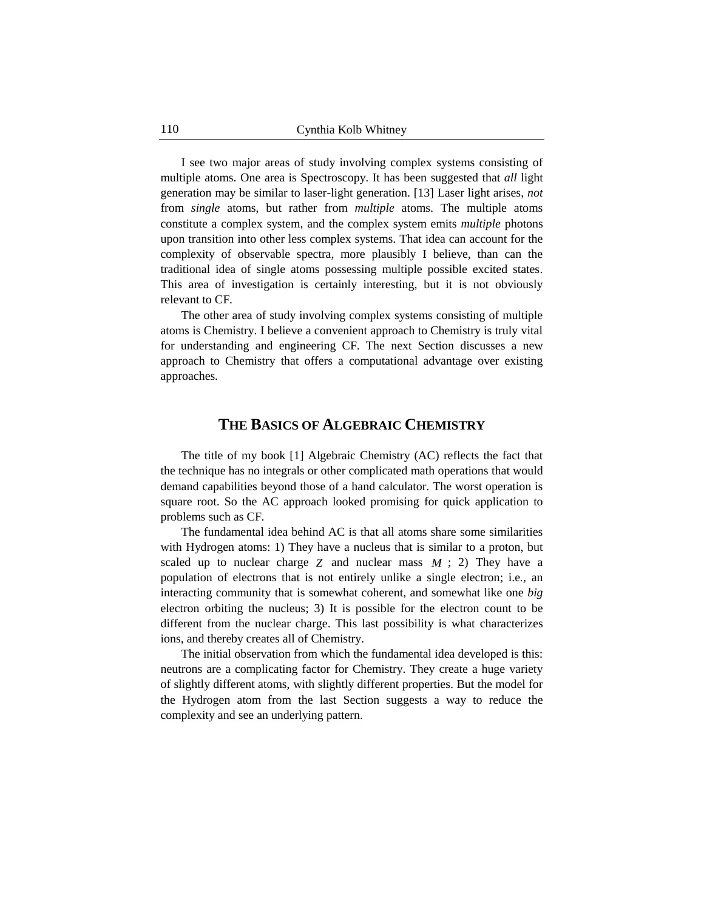I see two major areas of study involving complex systems consisting of multiple atoms. One area is Spectroscopy. It has been suggested that *all* light generation may be similar to laser-light generation. [13] Laser light arises, *not* from *single* atoms, but rather from *multiple* atoms. The multiple atoms constitute a complex system, and the complex system emits *multiple* photons upon transition into other less complex systems. That idea can account for the complexity of observable spectra, more plausibly I believe, than can the traditional idea of single atoms possessing multiple possible excited states. This area of investigation is certainly interesting, but it is not obviously relevant to CF.

The other area of study involving complex systems consisting of multiple atoms is Chemistry. I believe a convenient approach to Chemistry is truly vital for understanding and engineering CF. The next Section discusses a new approach to Chemistry that offers a computational advantage over existing approaches.

## THE BASICS OF ALGEBRAIC CHEMISTRY

The title of my book [1] Algebraic Chemistry (AC) reflects the fact that the technique has no integrals or other complicated math operations that would demand capabilities beyond those of a hand calculator. The worst operation is square root. So the AC approach looked promising for quick application to problems such as CF.

The fundamental idea behind AC is that all atoms share some similarities with Hydrogen atoms: 1) They have a nucleus that is similar to a proton, but scaled up to nuclear charge $Z$ and nuclear mass $M$ ; 2) They have a population of electrons that is not entirely unlike a single electron; i.e., an interacting community that is somewhat coherent, and somewhat like one *big* electron orbiting the nucleus; 3) It is possible for the electron count to be different from the nuclear charge. This last possibility is what characterizes ions, and thereby creates all of Chemistry.

The initial observation from which the fundamental idea developed is this: neutrons are a complicating factor for Chemistry. They create a huge variety of slightly different atoms, with slightly different properties. But the model for the Hydrogen atom from the last Section suggests a way to reduce the complexity and see an underlying pattern.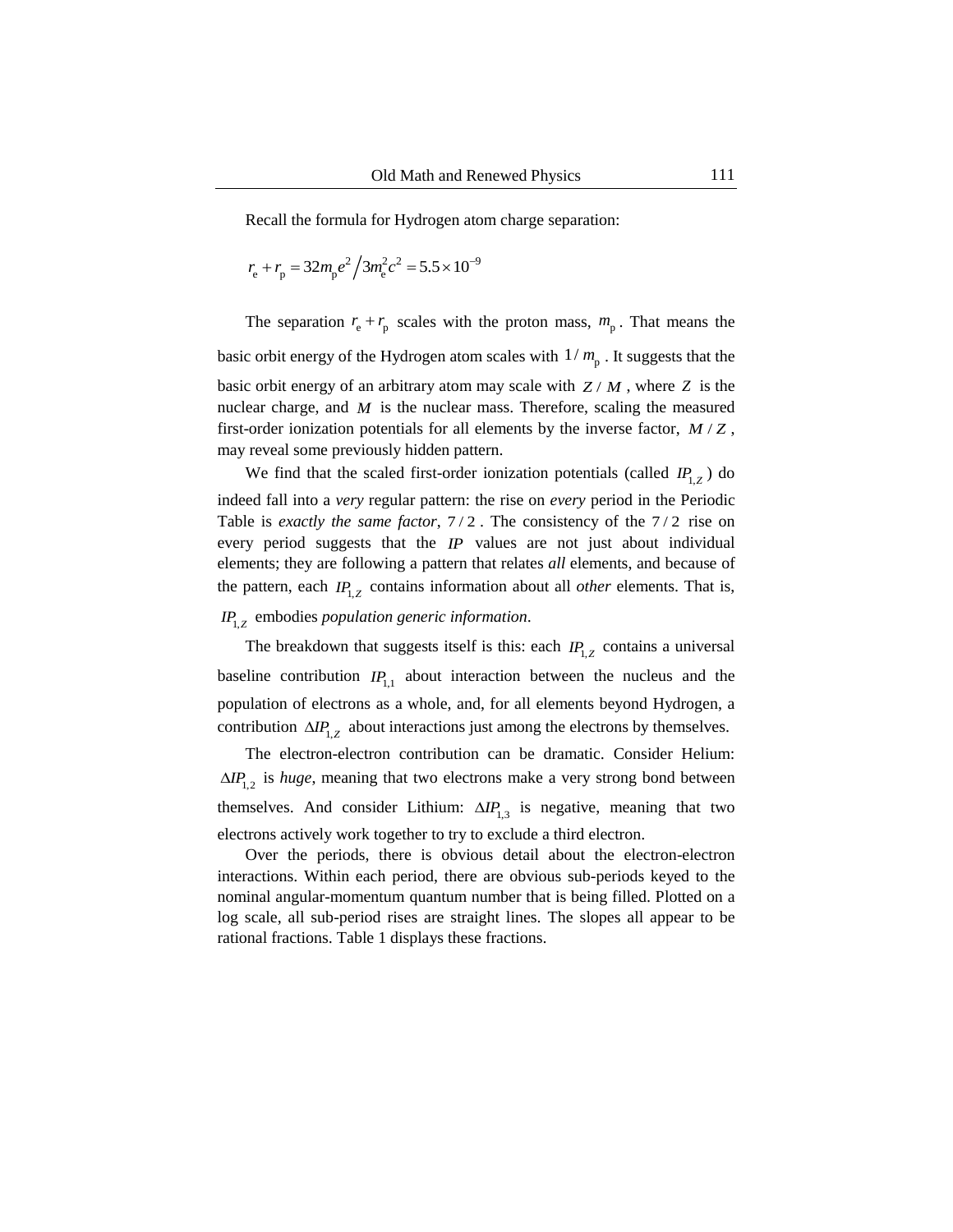Recall the formula for Hydrogen atom charge separation:

$$r_e + r_p = 32 m_p e^2 \Big/ 3 m_e^2 c^2 = 5.5 \times 10^{-9}$$

The separation $r_e + r_p$ scales with the proton mass, $m_p$. That means the basic orbit energy of the Hydrogen atom scales with $1/m_p$. It suggests that the basic orbit energy of an arbitrary atom may scale with $Z/M$, where $Z$ is the nuclear charge, and $M$ is the nuclear mass. Therefore, scaling the measured first-order ionization potentials for all elements by the inverse factor, $M/Z$, may reveal some previously hidden pattern.

We find that the scaled first-order ionization potentials (called $IP_{1,Z}$) do indeed fall into a *very* regular pattern: the rise on *every* period in the Periodic Table is *exactly the same factor*, $7/2$. The consistency of the $7/2$ rise on every period suggests that the $IP$ values are not just about individual elements; they are following a pattern that relates *all* elements, and because of the pattern, each $IP_{1,Z}$ contains information about all *other* elements. That is, $IP_{1,Z}$ embodies *population generic information*.

The breakdown that suggests itself is this: each $IP_{1,Z}$ contains a universal baseline contribution $IP_{1,1}$ about interaction between the nucleus and the population of electrons as a whole, and, for all elements beyond Hydrogen, a contribution $\Delta IP_{1,Z}$ about interactions just among the electrons by themselves.

The electron-electron contribution can be dramatic. Consider Helium: $\Delta IP_{1,2}$ is *huge*, meaning that two electrons make a very strong bond between themselves. And consider Lithium: $\Delta IP_{1,3}$ is negative, meaning that two electrons actively work together to try to exclude a third electron.

Over the periods, there is obvious detail about the electron-electron interactions. Within each period, there are obvious sub-periods keyed to the nominal angular-momentum quantum number that is being filled. Plotted on a log scale, all sub-period rises are straight lines. The slopes all appear to be rational fractions. Table 1 displays these fractions.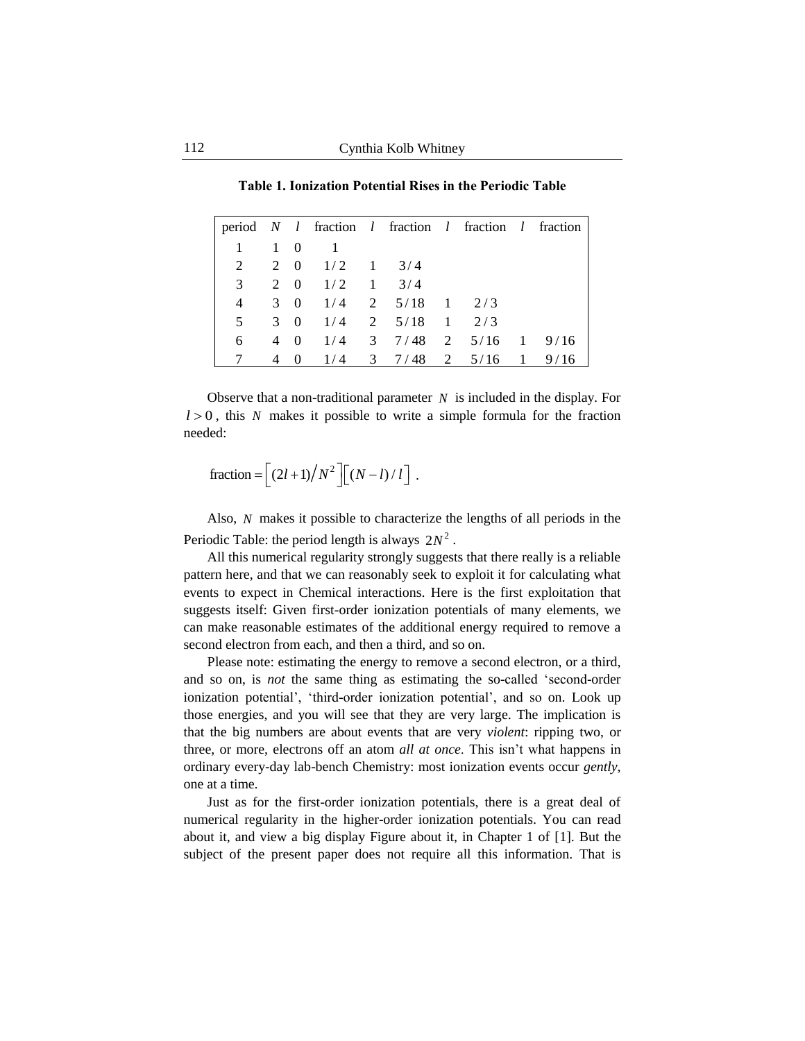**Table 1. Ionization Potential Rises in the Periodic Table**

| period | $N$ | $l$ | fraction | $l$ | fraction | $l$ | fraction | $l$ | fraction |
|---|---|---|---|---|---|---|---|---|---|
| 1 | 1 | 0 | 1 | | | | | | |
| 2 | 2 | 0 | $1/2$ | 1 | $3/4$ | | | | |
| 3 | 2 | 0 | $1/2$ | 1 | $3/4$ | | | | |
| 4 | 3 | 0 | $1/4$ | 2 | $5/18$ | 1 | $2/3$ | | |
| 5 | 3 | 0 | $1/4$ | 2 | $5/18$ | 1 | $2/3$ | | |
| 6 | 4 | 0 | $1/4$ | 3 | $7/48$ | 2 | $5/16$ | 1 | $9/16$ |
| 7 | 4 | 0 | $1/4$ | 3 | $7/48$ | 2 | $5/16$ | 1 | $9/16$ |

Observe that a non-traditional parameter $N$ is included in the display. For $l > 0$, this $N$ makes it possible to write a simple formula for the fraction needed:

$$\text{fraction} = \left[(2l+1)/N^2\right]\left[(N-l)/l\right] \ .$$

Also, $N$ makes it possible to characterize the lengths of all periods in the Periodic Table: the period length is always $2N^2$.

All this numerical regularity strongly suggests that there really is a reliable pattern here, and that we can reasonably seek to exploit it for calculating what events to expect in Chemical interactions. Here is the first exploitation that suggests itself: Given first-order ionization potentials of many elements, we can make reasonable estimates of the additional energy required to remove a second electron from each, and then a third, and so on.

Please note: estimating the energy to remove a second electron, or a third, and so on, is *not* the same thing as estimating the so-called 'second-order ionization potential', 'third-order ionization potential', and so on. Look up those energies, and you will see that they are very large. The implication is that the big numbers are about events that are very *violent*: ripping two, or three, or more, electrons off an atom *all at once*. This isn't what happens in ordinary every-day lab-bench Chemistry: most ionization events occur *gently*, one at a time.

Just as for the first-order ionization potentials, there is a great deal of numerical regularity in the higher-order ionization potentials. You can read about it, and view a big display Figure about it, in Chapter 1 of [1]. But the subject of the present paper does not require all this information. That is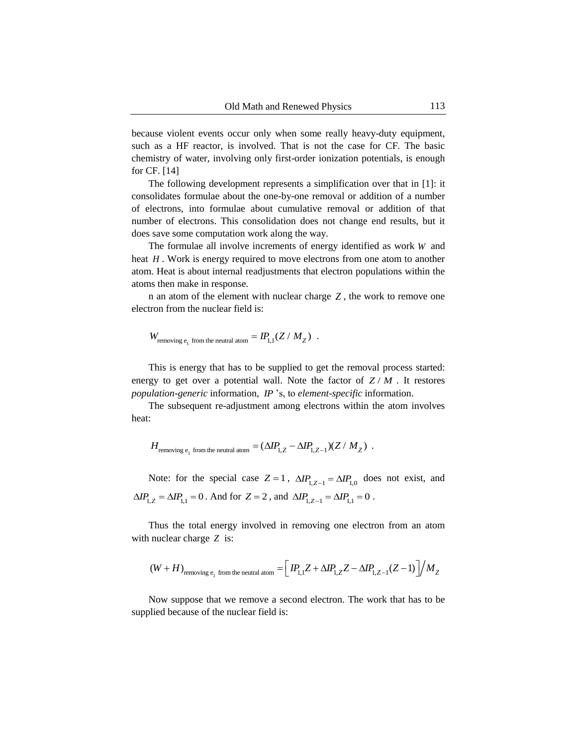because violent events occur only when some really heavy-duty equipment, such as a HF reactor, is involved. That is not the case for CF. The basic chemistry of water, involving only first-order ionization potentials, is enough for CF. [14]

The following development represents a simplification over that in [1]: it consolidates formulae about the one-by-one removal or addition of a number of electrons, into formulae about cumulative removal or addition of that number of electrons. This consolidation does not change end results, but it does save some computation work along the way.

The formulae all involve increments of energy identified as work $W$ and heat $H$. Work is energy required to move electrons from one atom to another atom. Heat is about internal readjustments that electron populations within the atoms then make in response.

n an atom of the element with nuclear charge $Z$, the work to remove one electron from the nuclear field is:

$$W_{\text{removing } e_1 \text{ from the neutral atom}} = IP_{1,1}(Z / M_Z) \quad .$$

This is energy that has to be supplied to get the removal process started: energy to get over a potential wall. Note the factor of $Z / M$. It restores *population-generic* information, $IP$'s, to *element-specific* information.

The subsequent re-adjustment among electrons within the atom involves heat:

$$H_{\text{removing } e_1 \text{ from the neutral atom}} = (\Delta IP_{1,Z} - \Delta IP_{1,Z-1})(Z / M_Z) \quad .$$

Note: for the special case $Z = 1$, $\Delta IP_{1,Z-1} = \Delta IP_{1,0}$ does not exist, and $\Delta IP_{1,Z} = \Delta IP_{1,1} = 0$. And for $Z = 2$, and $\Delta IP_{1,Z-1} = \Delta IP_{1,1} = 0$.

Thus the total energy involved in removing one electron from an atom with nuclear charge $Z$ is:

$$(W + H)_{\text{removing } e_1 \text{ from the neutral atom}} = \left[ IP_{1,1}Z + \Delta IP_{1,Z}Z - \Delta IP_{1,Z-1}(Z-1) \right] \Big/ M_Z$$

Now suppose that we remove a second electron. The work that has to be supplied because of the nuclear field is: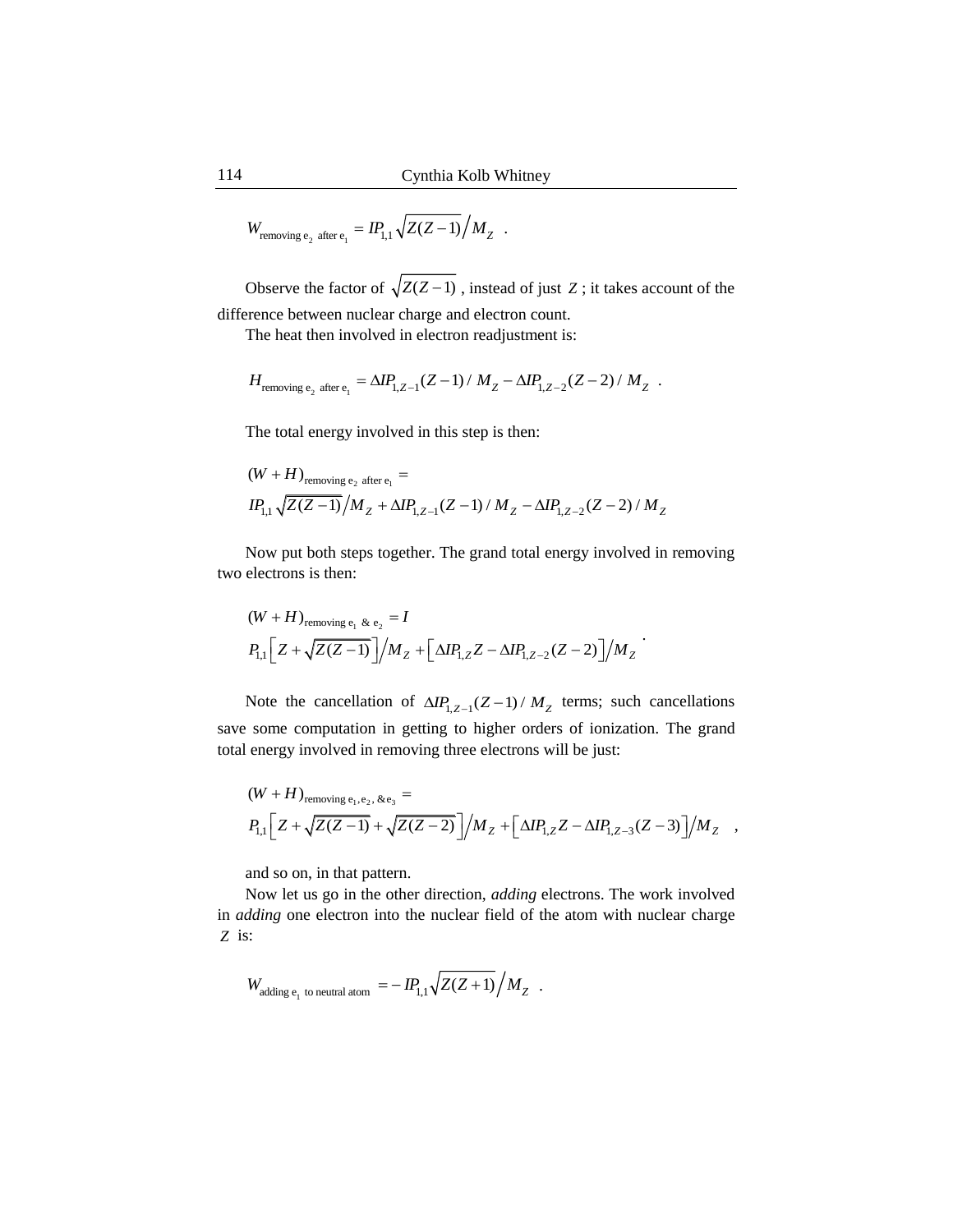$$W_{\text{removing } e_2 \text{ after } e_1} = IP_{1,1}\sqrt{Z(Z-1)}\Big/M_Z \quad .$$

Observe the factor of $\sqrt{Z(Z-1)}$ , instead of just $Z$ ; it takes account of the difference between nuclear charge and electron count.

The heat then involved in electron readjustment is:

$$H_{\text{removing } e_2 \text{ after } e_1} = \Delta IP_{1,Z-1}(Z-1)/M_Z - \Delta IP_{1,Z-2}(Z-2)/M_Z \quad .$$

The total energy involved in this step is then:

$$(W+H)_{\text{removing } e_2 \text{ after } e_1} =$$
$$IP_{1,1}\sqrt{Z(Z-1)}\Big/M_Z + \Delta IP_{1,Z-1}(Z-1)/M_Z - \Delta IP_{1,Z-2}(Z-2)/M_Z$$

Now put both steps together. The grand total energy involved in removing two electrons is then:

$$(W+H)_{\text{removing } e_1 \ \& \ e_2} = I$$
$$P_{1,1}\left[Z+\sqrt{Z(Z-1)}\right]\Big/M_Z + \left[\Delta IP_{1,Z}Z - \Delta IP_{1,Z-2}(Z-2)\right]\Big/M_Z \ .$$

Note the cancellation of $\Delta IP_{1,Z-1}(Z-1)/M_Z$ terms; such cancellations save some computation in getting to higher orders of ionization. The grand total energy involved in removing three electrons will be just:

$$(W+H)_{\text{removing } e_1, e_2, \ \& e_3} =$$
$$P_{1,1}\left[Z+\sqrt{Z(Z-1)}+\sqrt{Z(Z-2)}\right]\Big/M_Z + \left[\Delta IP_{1,Z}Z - \Delta IP_{1,Z-3}(Z-3)\right]\Big/M_Z \quad ,$$

and so on, in that pattern.

Now let us go in the other direction, *adding* electrons. The work involved in *adding* one electron into the nuclear field of the atom with nuclear charge $Z$ is:

$$W_{\text{adding } e_1 \text{ to neutral atom}} = -IP_{1,1}\sqrt{Z(Z+1)}\Big/M_Z \quad .$$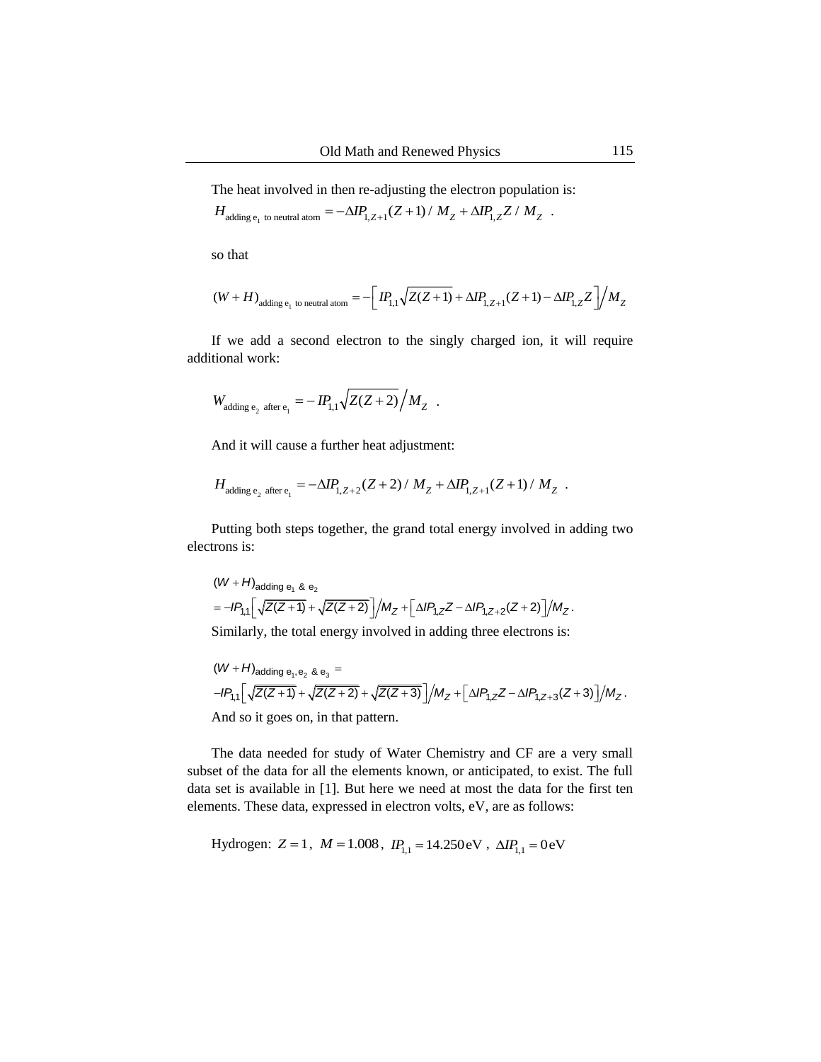The heat involved in then re-adjusting the electron population is:

$$H_{\text{adding e}_1\text{ to neutral atom}} = -\Delta IP_{1,Z+1}(Z+1)/M_Z + \Delta IP_{1,Z}Z/M_Z \quad .$$

so that

$$(W+H)_{\text{adding e}_1\text{ to neutral atom}} = -\left[ IP_{1,1}\sqrt{Z(Z+1)} + \Delta IP_{1,Z+1}(Z+1) - \Delta IP_{1,Z}Z \right] \Big/ M_Z$$

If we add a second electron to the singly charged ion, it will require additional work:

$$W_{\text{adding e}_2\text{ after e}_1} = -IP_{1,1}\sqrt{Z(Z+2)} \Big/ M_Z \quad .$$

And it will cause a further heat adjustment:

$$H_{\text{adding e}_2\text{ after e}_1} = -\Delta IP_{1,Z+2}(Z+2)/M_Z + \Delta IP_{1,Z+1}(Z+1)/M_Z \quad .$$

Putting both steps together, the grand total energy involved in adding two electrons is:

$$(W+H)_{\text{adding e}_1\text{ \& e}_2} = -IP_{1,1}\left[ \sqrt{Z(Z+1)} + \sqrt{Z(Z+2)} \right] \Big/ M_Z + \left[ \Delta IP_{1,Z}Z - \Delta IP_{1,Z+2}(Z+2) \right] \Big/ M_Z \,.$$

Similarly, the total energy involved in adding three electrons is:

$$(W+H)_{\text{adding e}_1\text{, e}_2\text{ \& e}_3} = -IP_{1,1}\left[ \sqrt{Z(Z+1)} + \sqrt{Z(Z+2)} + \sqrt{Z(Z+3)} \right] \Big/ M_Z + \left[ \Delta IP_{1,Z}Z - \Delta IP_{1,Z+3}(Z+3) \right] \Big/ M_Z \,.$$

And so it goes on, in that pattern.

The data needed for study of Water Chemistry and CF are a very small subset of the data for all the elements known, or anticipated, to exist. The full data set is available in [1]. But here we need at most the data for the first ten elements. These data, expressed in electron volts, eV, are as follows:

Hydrogen: $Z = 1$, $M = 1.008$, $IP_{1,1} = 14.250\,\text{eV}$ , $\Delta IP_{1,1} = 0\,\text{eV}$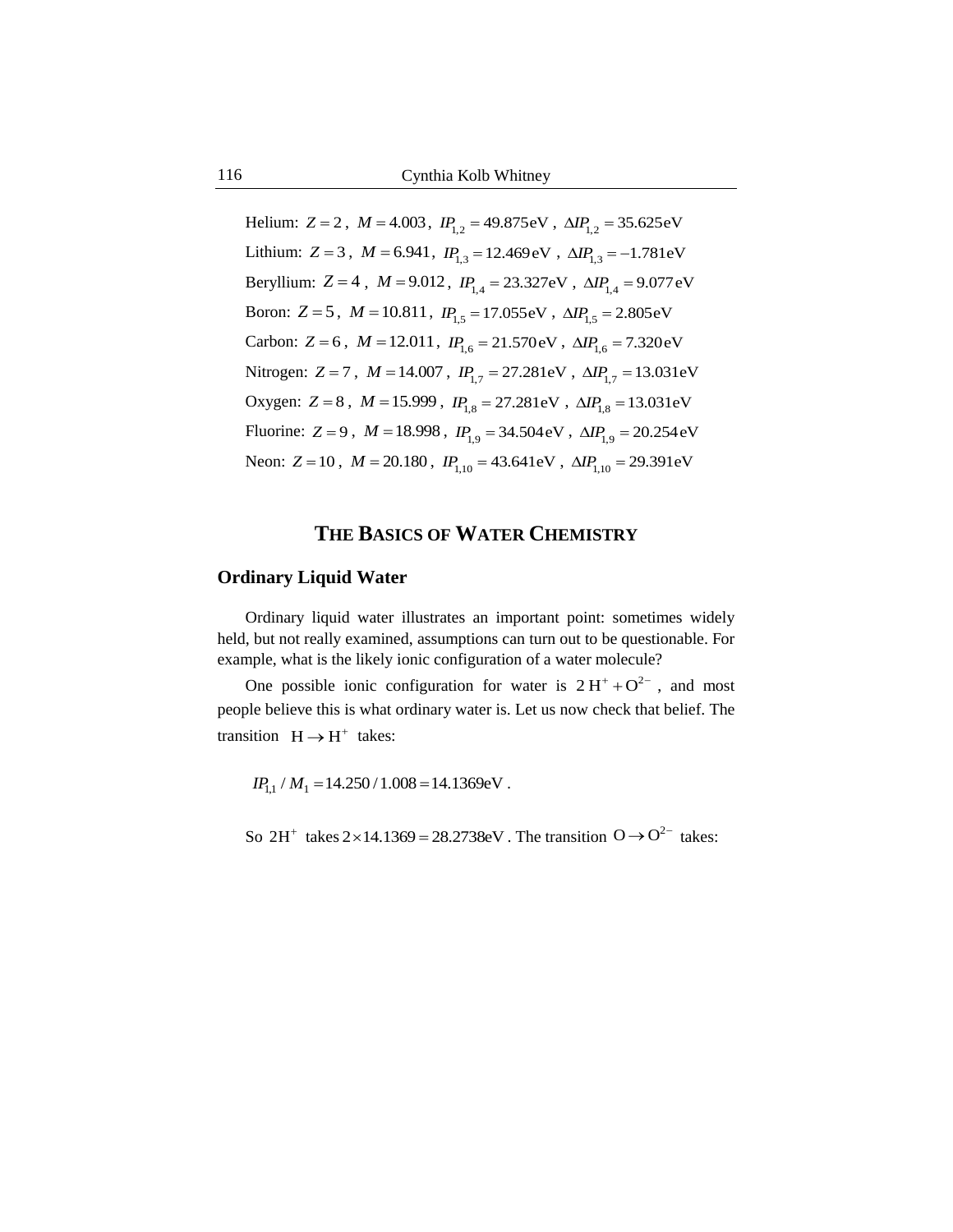Helium: $Z = 2$ , $M = 4.003$ , $IP_{1,2} = 49.875\,\text{eV}$ , $\Delta IP_{1,2} = 35.625\,\text{eV}$

Lithium: $Z = 3$ , $M = 6.941$ , $IP_{1,3} = 12.469\,\text{eV}$ , $\Delta IP_{1,3} = -1.781\,\text{eV}$

Beryllium: $Z = 4$ , $M = 9.012$ , $IP_{1,4} = 23.327\,\text{eV}$ , $\Delta IP_{1,4} = 9.077\,\text{eV}$

Boron: $Z = 5$ , $M = 10.811$ , $IP_{1,5} = 17.055\,\text{eV}$ , $\Delta IP_{1,5} = 2.805\,\text{eV}$

Carbon: $Z = 6$ , $M = 12.011$ , $IP_{1,6} = 21.570\,\text{eV}$ , $\Delta IP_{1,6} = 7.320\,\text{eV}$

Nitrogen: $Z = 7$ , $M = 14.007$ , $IP_{1,7} = 27.281\,\text{eV}$ , $\Delta IP_{1,7} = 13.031\,\text{eV}$

Oxygen: $Z = 8$ , $M = 15.999$ , $IP_{1,8} = 27.281\,\text{eV}$ , $\Delta IP_{1,8} = 13.031\,\text{eV}$

Fluorine: $Z = 9$ , $M = 18.998$ , $IP_{1,9} = 34.504\,\text{eV}$ , $\Delta IP_{1,9} = 20.254\,\text{eV}$

Neon: $Z = 10$ , $M = 20.180$ , $IP_{1,10} = 43.641\,\text{eV}$ , $\Delta IP_{1,10} = 29.391\,\text{eV}$

# THE BASICS OF WATER CHEMISTRY

## Ordinary Liquid Water

Ordinary liquid water illustrates an important point: sometimes widely held, but not really examined, assumptions can turn out to be questionable. For example, what is the likely ionic configuration of a water molecule?

One possible ionic configuration for water is $2\,H^{+} + O^{2-}$ , and most people believe this is what ordinary water is. Let us now check that belief. The transition $H \rightarrow H^{+}$ takes:

$$IP_{1,1} / M_1 = 14.250 / 1.008 = 14.1369\text{eV} .$$

So $2H^{+}$ takes $2 \times 14.1369 = 28.2738\text{eV}$ . The transition $O \rightarrow O^{2-}$ takes: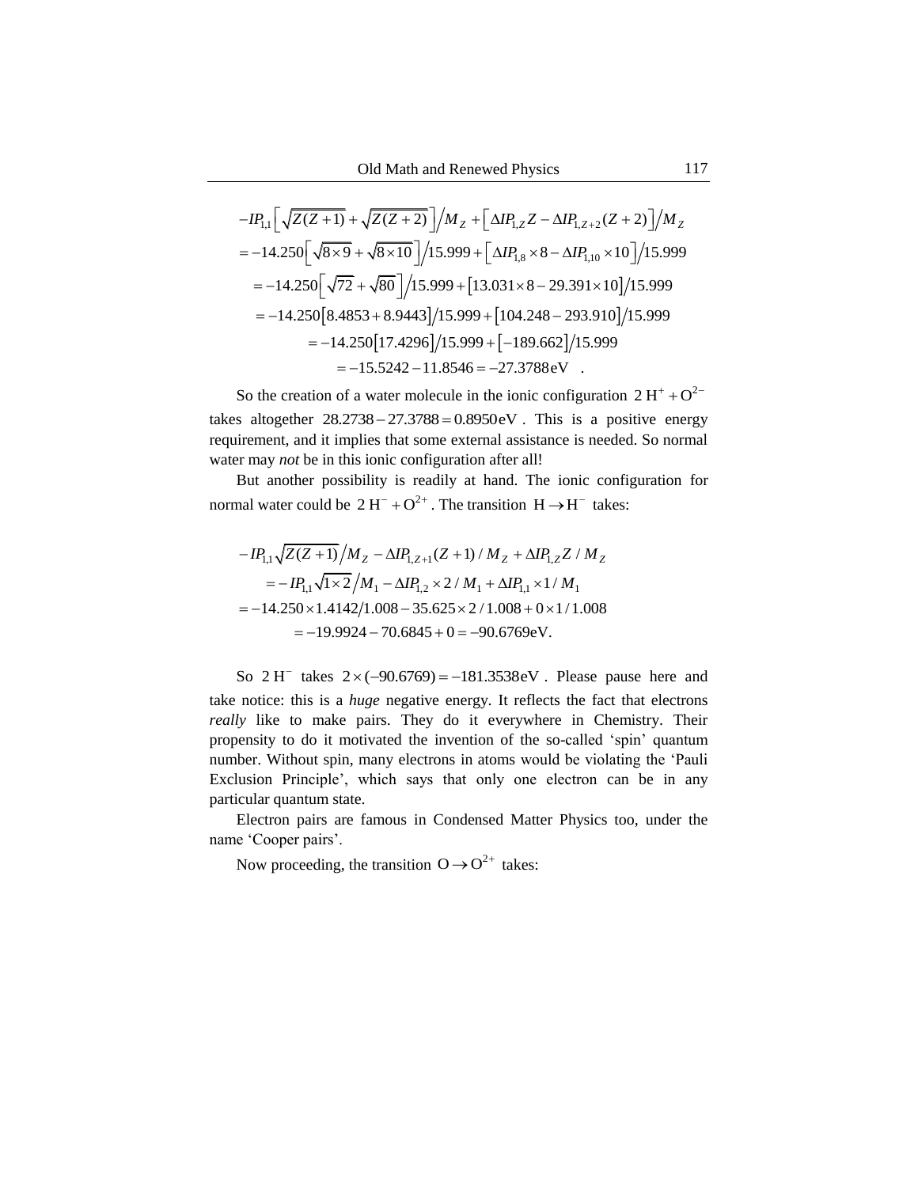$$
\begin{aligned}
&-IP_{1,1}\left[\sqrt{Z(Z+1)}+\sqrt{Z(Z+2)}\right]\Big/M_Z+\left[\Delta IP_{1,Z}Z-\Delta IP_{1,Z+2}(Z+2)\right]\Big/M_Z\\
&=-14.250\left[\sqrt{8\times 9}+\sqrt{8\times 10}\right]\Big/15.999+\left[\Delta IP_{1,8}\times 8-\Delta IP_{1,10}\times 10\right]\Big/15.999\\
&=-14.250\left[\sqrt{72}+\sqrt{80}\right]\Big/15.999+\left[13.031\times 8-29.391\times 10\right]\Big/15.999\\
&=-14.250\left[8.4853+8.9443\right]\Big/15.999+\left[104.248-293.910\right]\Big/15.999\\
&=-14.250\left[17.4296\right]\Big/15.999+\left[-189.662\right]\Big/15.999\\
&=-15.5242-11.8546=-27.3788\,\text{eV} \quad .
\end{aligned}
$$

So the creation of a water molecule in the ionic configuration $2\,H^{+}+O^{2-}$ takes altogether $28.2738-27.3788=0.8950\,\text{eV}$ . This is a positive energy requirement, and it implies that some external assistance is needed. So normal water may *not* be in this ionic configuration after all!

But another possibility is readily at hand. The ionic configuration for normal water could be $2\,H^{-}+O^{2+}$ . The transition $H\rightarrow H^{-}$ takes:

$$
\begin{aligned}
&-IP_{1,1}\sqrt{Z(Z+1)}\Big/M_Z-\Delta IP_{1,Z+1}(Z+1)/M_Z+\Delta IP_{1,Z}Z/M_Z\\
&=-IP_{1,1}\sqrt{1\times 2}\Big/M_1-\Delta IP_{1,2}\times 2/M_1+\Delta IP_{1,1}\times 1/M_1\\
&=-14.250\times 1.4142/1.008-35.625\times 2/1.008+0\times 1/1.008\\
&=-19.9924-70.6845+0=-90.6769\text{eV}.
\end{aligned}
$$

So $2\,H^{-}$ takes $2\times(-90.6769)=-181.3538\,\text{eV}$ . Please pause here and take notice: this is a *huge* negative energy. It reflects the fact that electrons *really* like to make pairs. They do it everywhere in Chemistry. Their propensity to do it motivated the invention of the so-called 'spin' quantum number. Without spin, many electrons in atoms would be violating the 'Pauli Exclusion Principle', which says that only one electron can be in any particular quantum state.

Electron pairs are famous in Condensed Matter Physics too, under the name 'Cooper pairs'.

Now proceeding, the transition $O\rightarrow O^{2+}$ takes: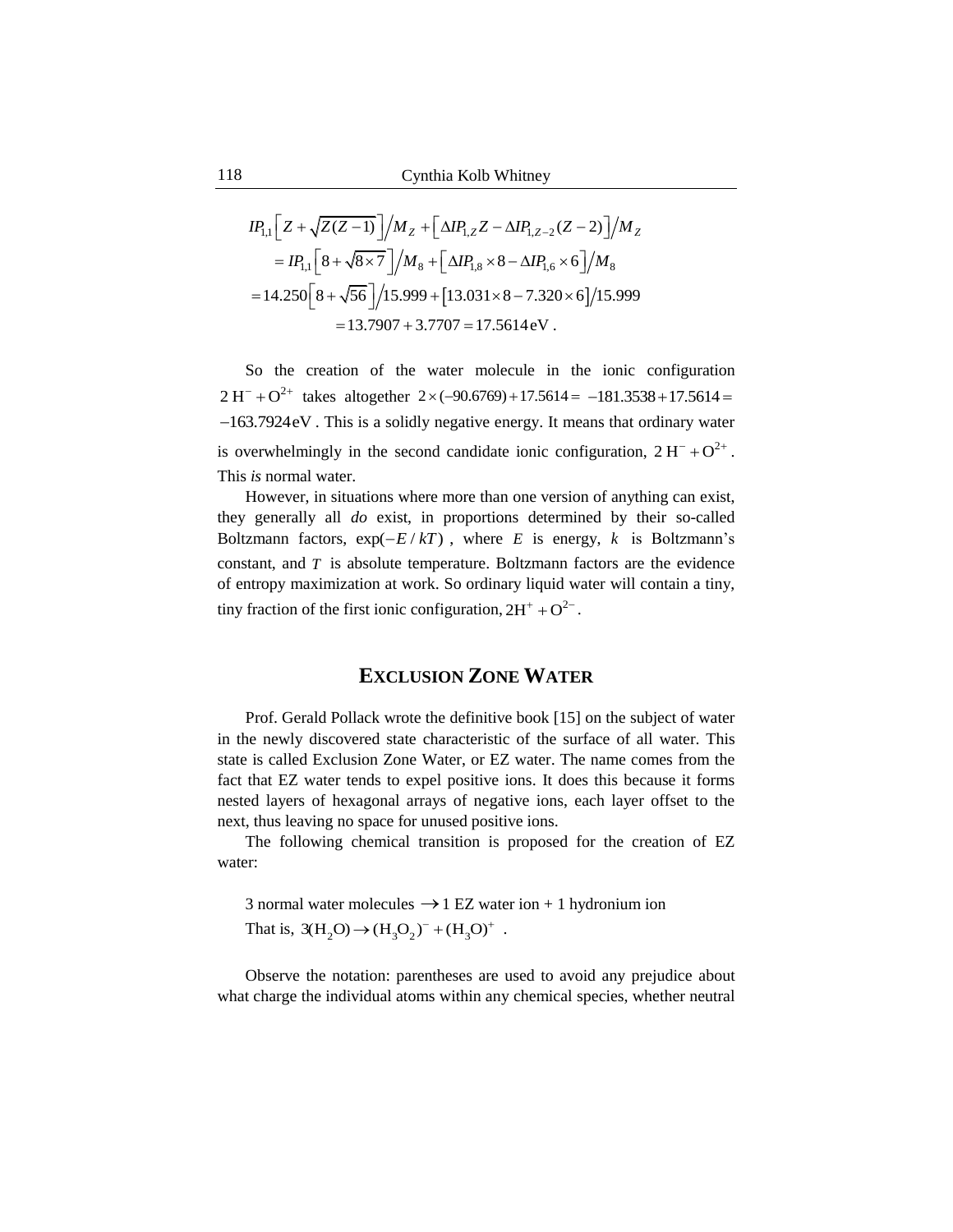$$IP_{1,1}\left[Z+\sqrt{Z(Z-1)}\right]\Big/M_Z+\left[\Delta IP_{1,Z}Z-\Delta IP_{1,Z-2}(Z-2)\right]\Big/M_Z$$

$$=IP_{1,1}\left[8+\sqrt{8\times 7}\right]\Big/M_8+\left[\Delta IP_{1,8}\times 8-\Delta IP_{1,6}\times 6\right]\Big/M_8$$

$$=14.250\left[8+\sqrt{56}\right]\Big/15.999+\left[13.031\times 8-7.320\times 6\right]\Big/15.999$$

$$=13.7907+3.7707=17.5614\,\text{eV}\ .$$

So the creation of the water molecule in the ionic configuration $2\,H^- + O^{2+}$ takes altogether $2\times(-90.6769)+17.5614 = -181.3538+17.5614 = -163.7924\,\text{eV}$. This is a solidly negative energy. It means that ordinary water is overwhelmingly in the second candidate ionic configuration, $2\,H^- + O^{2+}$. This *is* normal water.

However, in situations where more than one version of anything can exist, they generally all *do* exist, in proportions determined by their so-called Boltzmann factors, $\exp(-E/kT)$, where $E$ is energy, $k$ is Boltzmann's constant, and $T$ is absolute temperature. Boltzmann factors are the evidence of entropy maximization at work. So ordinary liquid water will contain a tiny, tiny fraction of the first ionic configuration, $2H^+ + O^{2-}$.

## Exclusion Zone Water

Prof. Gerald Pollack wrote the definitive book [15] on the subject of water in the newly discovered state characteristic of the surface of all water. This state is called Exclusion Zone Water, or EZ water. The name comes from the fact that EZ water tends to expel positive ions. It does this because it forms nested layers of hexagonal arrays of negative ions, each layer offset to the next, thus leaving no space for unused positive ions.

The following chemical transition is proposed for the creation of EZ water:

3 normal water molecules $\rightarrow$ 1 EZ water ion + 1 hydronium ion

That is, $3(H_2O) \rightarrow (H_3O_2)^- + (H_3O)^+$ .

Observe the notation: parentheses are used to avoid any prejudice about what charge the individual atoms within any chemical species, whether neutral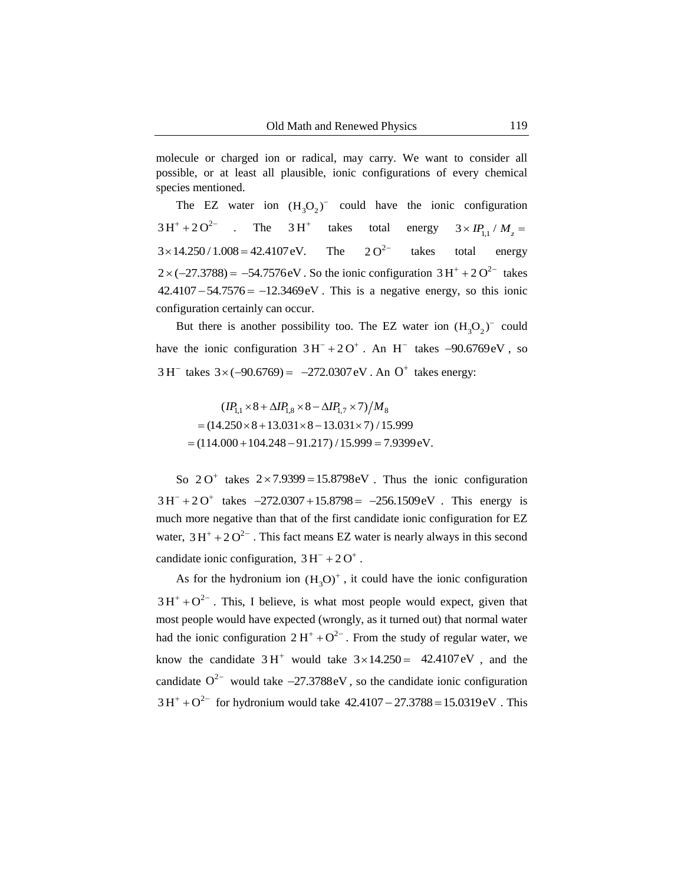molecule or charged ion or radical, may carry. We want to consider all possible, or at least all plausible, ionic configurations of every chemical species mentioned.

The EZ water ion $(\mathrm{H_3O_2})^-$ could have the ionic configuration $3\,\mathrm{H}^+ + 2\,\mathrm{O}^{2-}$ . The $3\,\mathrm{H}^+$ takes total energy $3 \times IP_{1,1} / M_z =$ $3 \times 14.250 / 1.008 = 42.4107\,\mathrm{eV}$. The $2\,\mathrm{O}^{2-}$ takes total energy $2 \times (-27.3788) = -54.7576\,\mathrm{eV}$ . So the ionic configuration $3\,\mathrm{H}^+ + 2\,\mathrm{O}^{2-}$ takes $42.4107 - 54.7576 = -12.3469\,\mathrm{eV}$ . This is a negative energy, so this ionic configuration certainly can occur.

But there is another possibility too. The EZ water ion $(\mathrm{H_3O_2})^-$ could have the ionic configuration $3\,\mathrm{H}^- + 2\,\mathrm{O}^+$ . An $\mathrm{H}^-$ takes $-90.6769\,\mathrm{eV}$ , so $3\,\mathrm{H}^-$ takes $3 \times (-90.6769) = -272.0307\,\mathrm{eV}$ . An $\mathrm{O}^+$ takes energy:

$$
\begin{aligned}
&(IP_{1,1} \times 8 + \Delta IP_{1,8} \times 8 - \Delta IP_{1,7} \times 7)\big/ M_8 \\
&= (14.250 \times 8 + 13.031 \times 8 - 13.031 \times 7) / 15.999 \\
&= (114.000 + 104.248 - 91.217) / 15.999 = 7.9399\,\mathrm{eV}.
\end{aligned}
$$

So $2\,\mathrm{O}^+$ takes $2 \times 7.9399 = 15.8798\,\mathrm{eV}$ . Thus the ionic configuration $3\,\mathrm{H}^- + 2\,\mathrm{O}^+$ takes $-272.0307 + 15.8798 = -256.1509\,\mathrm{eV}$ . This energy is much more negative than that of the first candidate ionic configuration for EZ water, $3\,\mathrm{H}^+ + 2\,\mathrm{O}^{2-}$ . This fact means EZ water is nearly always in this second candidate ionic configuration, $3\,\mathrm{H}^- + 2\,\mathrm{O}^+$ .

As for the hydronium ion $(\mathrm{H_3O})^+$ , it could have the ionic configuration $3\,\mathrm{H}^+ + \mathrm{O}^{2-}$ . This, I believe, is what most people would expect, given that most people would have expected (wrongly, as it turned out) that normal water had the ionic configuration $2\,\mathrm{H}^+ + \mathrm{O}^{2-}$ . From the study of regular water, we know the candidate $3\,\mathrm{H}^+$ would take $3 \times 14.250 = 42.4107\,\mathrm{eV}$ , and the candidate $\mathrm{O}^{2-}$ would take $-27.3788\,\mathrm{eV}$ , so the candidate ionic configuration $3\,\mathrm{H}^+ + \mathrm{O}^{2-}$ for hydronium would take $42.4107 - 27.3788 = 15.0319\,\mathrm{eV}$ . This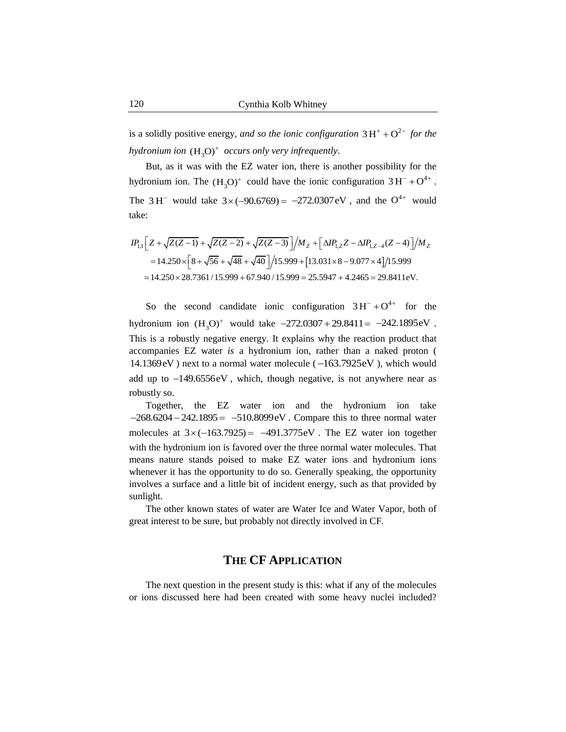is a solidly positive energy, *and so the ionic configuration* $3\,H^{+} + O^{2-}$ *for the hydronium ion* $(H_3O)^{+}$ *occurs only very infrequently*.

But, as it was with the EZ water ion, there is another possibility for the hydronium ion. The $(H_3O)^{+}$ could have the ionic configuration $3\,H^{-} + O^{4+}$. The $3\,H^{-}$ would take $3\times(-90.6769) = -272.0307\,\text{eV}$, and the $O^{4+}$ would take:

$$
\begin{aligned}
&IP_{1,1}\left[Z+\sqrt{Z(Z-1)}+\sqrt{Z(Z-2)}+\sqrt{Z(Z-3)}\right]\Big/M_Z+\left[\Delta IP_{1,Z}Z-\Delta IP_{1,Z-4}(Z-4)\right]\Big/M_Z\\
&\quad=14.250\times\left[8+\sqrt{56}+\sqrt{48}+\sqrt{40}\right]\Big/15.999+\left[13.031\times 8-9.077\times 4\right]\Big/15.999\\
&\quad=14.250\times 28.7361/15.999+67.940/15.999=25.5947+4.2465=29.8411\,\text{eV}.
\end{aligned}
$$

So the second candidate ionic configuration $3\,H^{-} + O^{4+}$ for the hydronium ion $(H_3O)^{+}$ would take $-272.0307+29.8411= -242.1895\,\text{eV}$. This is a robustly negative energy. It explains why the reaction product that accompanies EZ water *is* a hydronium ion, rather than a naked proton ($14.1369\,\text{eV}$) next to a normal water molecule ($-163.7925\,\text{eV}$), which would add up to $-149.6556\,\text{eV}$, which, though negative, is not anywhere near as robustly so.

Together, the EZ water ion and the hydronium ion take $-268.6204-242.1895= -510.8099\,\text{eV}$. Compare this to three normal water molecules at $3\times(-163.7925)= -491.3775\,\text{eV}$. The EZ water ion together with the hydronium ion is favored over the three normal water molecules. That means nature stands poised to make EZ water ions and hydronium ions whenever it has the opportunity to do so. Generally speaking, the opportunity involves a surface and a little bit of incident energy, such as that provided by sunlight.

The other known states of water are Water Ice and Water Vapor, both of great interest to be sure, but probably not directly involved in CF.

## THE CF APPLICATION

The next question in the present study is this: what if any of the molecules or ions discussed here had been created with some heavy nuclei included?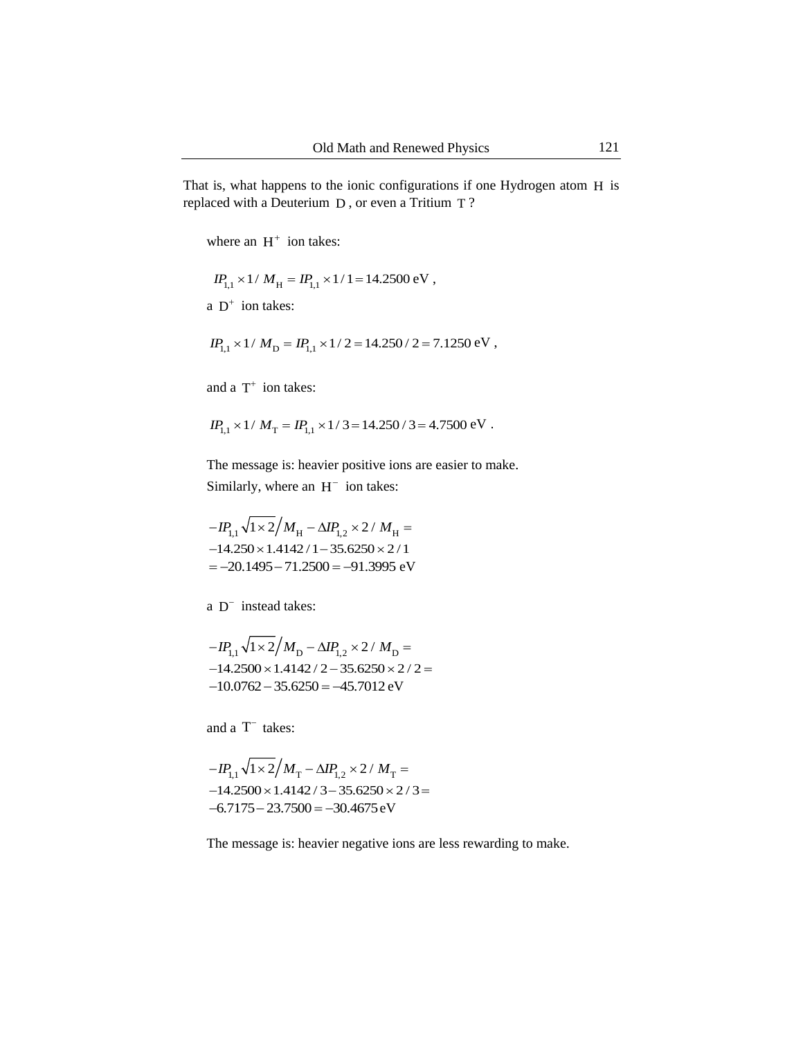That is, what happens to the ionic configurations if one Hydrogen atom $\mathrm{H}$ is replaced with a Deuterium $\mathrm{D}$, or even a Tritium $\mathrm{T}$?

where an $\mathrm{H}^+$ ion takes:

$$IP_{1,1} \times 1 / M_{\mathrm{H}} = IP_{1,1} \times 1/1 = 14.2500 \text{ eV} ,$$

a $\mathrm{D}^+$ ion takes:

$$IP_{1,1} \times 1 / M_{\mathrm{D}} = IP_{1,1} \times 1/2 = 14.250/2 = 7.1250 \text{ eV} ,$$

and a $\mathrm{T}^+$ ion takes:

$$IP_{1,1} \times 1 / M_{\mathrm{T}} = IP_{1,1} \times 1/3 = 14.250/3 = 4.7500 \text{ eV} .$$

The message is: heavier positive ions are easier to make.

Similarly, where an $\mathrm{H}^-$ ion takes:

$$\begin{aligned}
&-IP_{1,1}\sqrt{1\times 2}\Big/M_{\mathrm{H}} - \Delta IP_{1,2} \times 2 / M_{\mathrm{H}} = \\
&-14.250 \times 1.4142/1 - 35.6250 \times 2/1 \\
&= -20.1495 - 71.2500 = -91.3995 \text{ eV}
\end{aligned}$$

a $\mathrm{D}^-$ instead takes:

$$\begin{aligned}
&-IP_{1,1}\sqrt{1\times 2}\Big/M_{\mathrm{D}} - \Delta IP_{1,2} \times 2 / M_{\mathrm{D}} = \\
&-14.2500 \times 1.4142/2 - 35.6250 \times 2/2 = \\
&-10.0762 - 35.6250 = -45.7012 \text{ eV}
\end{aligned}$$

and a $\mathrm{T}^-$ takes:

$$\begin{aligned}
&-IP_{1,1}\sqrt{1\times 2}\Big/M_{\mathrm{T}} - \Delta IP_{1,2} \times 2 / M_{\mathrm{T}} = \\
&-14.2500 \times 1.4142/3 - 35.6250 \times 2/3 = \\
&-6.7175 - 23.7500 = -30.4675 \text{ eV}
\end{aligned}$$

The message is: heavier negative ions are less rewarding to make.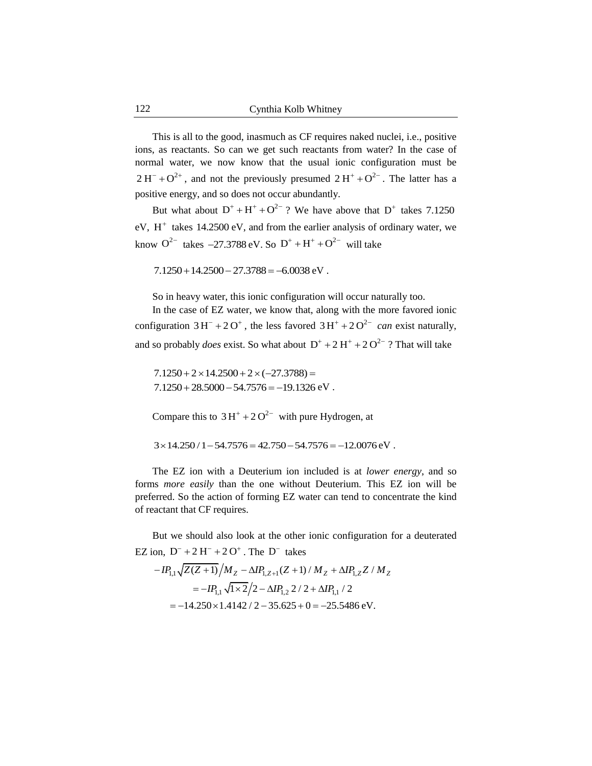This is all to the good, inasmuch as CF requires naked nuclei, i.e., positive ions, as reactants. So can we get such reactants from water? In the case of normal water, we now know that the usual ionic configuration must be $2\,H^- + O^{2+}$, and not the previously presumed $2\,H^+ + O^{2-}$. The latter has a positive energy, and so does not occur abundantly.

But what about $D^+ + H^+ + O^{2-}$ ? We have above that $D^+$ takes 7.1250 eV, $H^+$ takes 14.2500 eV, and from the earlier analysis of ordinary water, we know $O^{2-}$ takes $-27.3788$ eV. So $D^+ + H^+ + O^{2-}$ will take

$$7.1250 + 14.2500 - 27.3788 = -6.0038 \text{ eV} .$$

So in heavy water, this ionic configuration will occur naturally too.

In the case of EZ water, we know that, along with the more favored ionic configuration $3\,H^- + 2\,O^+$, the less favored $3\,H^+ + 2\,O^{2-}$ *can* exist naturally, and so probably *does* exist. So what about $D^+ + 2\,H^+ + 2\,O^{2-}$ ? That will take

$$\begin{aligned}&7.1250 + 2 \times 14.2500 + 2 \times (-27.3788) = \\&7.1250 + 28.5000 - 54.7576 = -19.1326 \text{ eV} .\end{aligned}$$

Compare this to $3\,H^+ + 2\,O^{2-}$ with pure Hydrogen, at

$$3 \times 14.250 / 1 - 54.7576 = 42.750 - 54.7576 = -12.0076 \text{ eV} .$$

The EZ ion with a Deuterium ion included is at *lower energy*, and so forms *more easily* than the one without Deuterium. This EZ ion will be preferred. So the action of forming EZ water can tend to concentrate the kind of reactant that CF requires.

But we should also look at the other ionic configuration for a deuterated EZ ion, $D^- + 2\,H^- + 2\,O^+$. The $D^-$ takes

$$\begin{aligned}&-IP_{1,1}\sqrt{Z(Z+1)}\Big/M_Z - \Delta IP_{1,Z+1}(Z+1)/M_Z + \Delta IP_{1,Z}Z/M_Z \\&\quad = -IP_{1,1}\sqrt{1\times 2}\Big/2 - \Delta IP_{1,2}\, 2/2 + \Delta IP_{1,1}/2 \\&\quad = -14.250 \times 1.4142/2 - 35.625 + 0 = -25.5486 \text{ eV}.\end{aligned}$$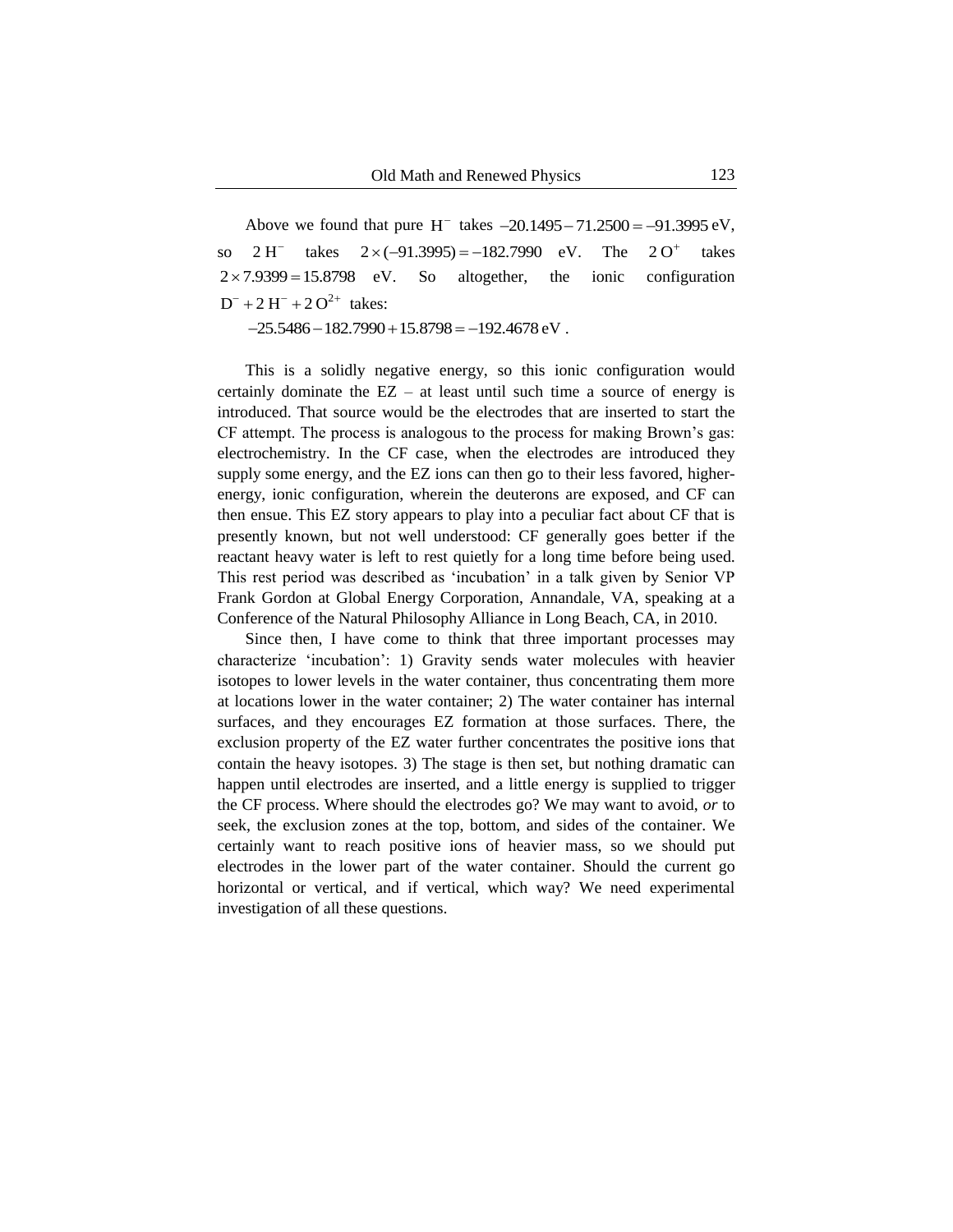Above we found that pure $H^-$ takes $-20.1495 - 71.2500 = -91.3995$ eV, so $2\,H^-$ takes $2 \times (-91.3995) = -182.7990$ eV. The $2\,O^+$ takes $2 \times 7.9399 = 15.8798$ eV. So altogether, the ionic configuration $D^- + 2\,H^- + 2\,O^{2+}$ takes:

$$-25.5486 - 182.7990 + 15.8798 = -192.4678 \text{ eV} .$$

This is a solidly negative energy, so this ionic configuration would certainly dominate the EZ – at least until such time a source of energy is introduced. That source would be the electrodes that are inserted to start the CF attempt. The process is analogous to the process for making Brown's gas: electrochemistry. In the CF case, when the electrodes are introduced they supply some energy, and the EZ ions can then go to their less favored, higher-energy, ionic configuration, wherein the deuterons are exposed, and CF can then ensue. This EZ story appears to play into a peculiar fact about CF that is presently known, but not well understood: CF generally goes better if the reactant heavy water is left to rest quietly for a long time before being used. This rest period was described as 'incubation' in a talk given by Senior VP Frank Gordon at Global Energy Corporation, Annandale, VA, speaking at a Conference of the Natural Philosophy Alliance in Long Beach, CA, in 2010.

Since then, I have come to think that three important processes may characterize 'incubation': 1) Gravity sends water molecules with heavier isotopes to lower levels in the water container, thus concentrating them more at locations lower in the water container; 2) The water container has internal surfaces, and they encourages EZ formation at those surfaces. There, the exclusion property of the EZ water further concentrates the positive ions that contain the heavy isotopes. 3) The stage is then set, but nothing dramatic can happen until electrodes are inserted, and a little energy is supplied to trigger the CF process. Where should the electrodes go? We may want to avoid, *or* to seek, the exclusion zones at the top, bottom, and sides of the container. We certainly want to reach positive ions of heavier mass, so we should put electrodes in the lower part of the water container. Should the current go horizontal or vertical, and if vertical, which way? We need experimental investigation of all these questions.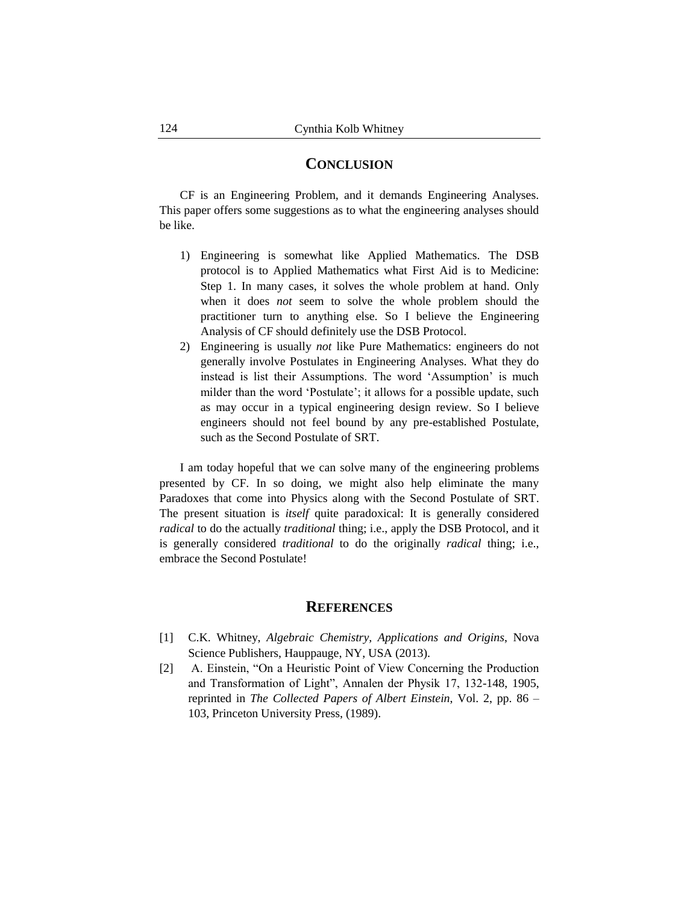## CONCLUSION

CF is an Engineering Problem, and it demands Engineering Analyses. This paper offers some suggestions as to what the engineering analyses should be like.

1) Engineering is somewhat like Applied Mathematics. The DSB protocol is to Applied Mathematics what First Aid is to Medicine: Step 1. In many cases, it solves the whole problem at hand. Only when it does *not* seem to solve the whole problem should the practitioner turn to anything else. So I believe the Engineering Analysis of CF should definitely use the DSB Protocol.
2) Engineering is usually *not* like Pure Mathematics: engineers do not generally involve Postulates in Engineering Analyses. What they do instead is list their Assumptions. The word 'Assumption' is much milder than the word 'Postulate'; it allows for a possible update, such as may occur in a typical engineering design review. So I believe engineers should not feel bound by any pre-established Postulate, such as the Second Postulate of SRT.

I am today hopeful that we can solve many of the engineering problems presented by CF. In so doing, we might also help eliminate the many Paradoxes that come into Physics along with the Second Postulate of SRT. The present situation is *itself* quite paradoxical: It is generally considered *radical* to do the actually *traditional* thing; i.e., apply the DSB Protocol, and it is generally considered *traditional* to do the originally *radical* thing; i.e., embrace the Second Postulate!

## REFERENCES

[1] C.K. Whitney, *Algebraic Chemistry, Applications and Origins*, Nova Science Publishers, Hauppauge, NY, USA (2013).

[2] A. Einstein, "On a Heuristic Point of View Concerning the Production and Transformation of Light", Annalen der Physik 17, 132-148, 1905, reprinted in *The Collected Papers of Albert Einstein*, Vol. 2, pp. 86 – 103, Princeton University Press, (1989).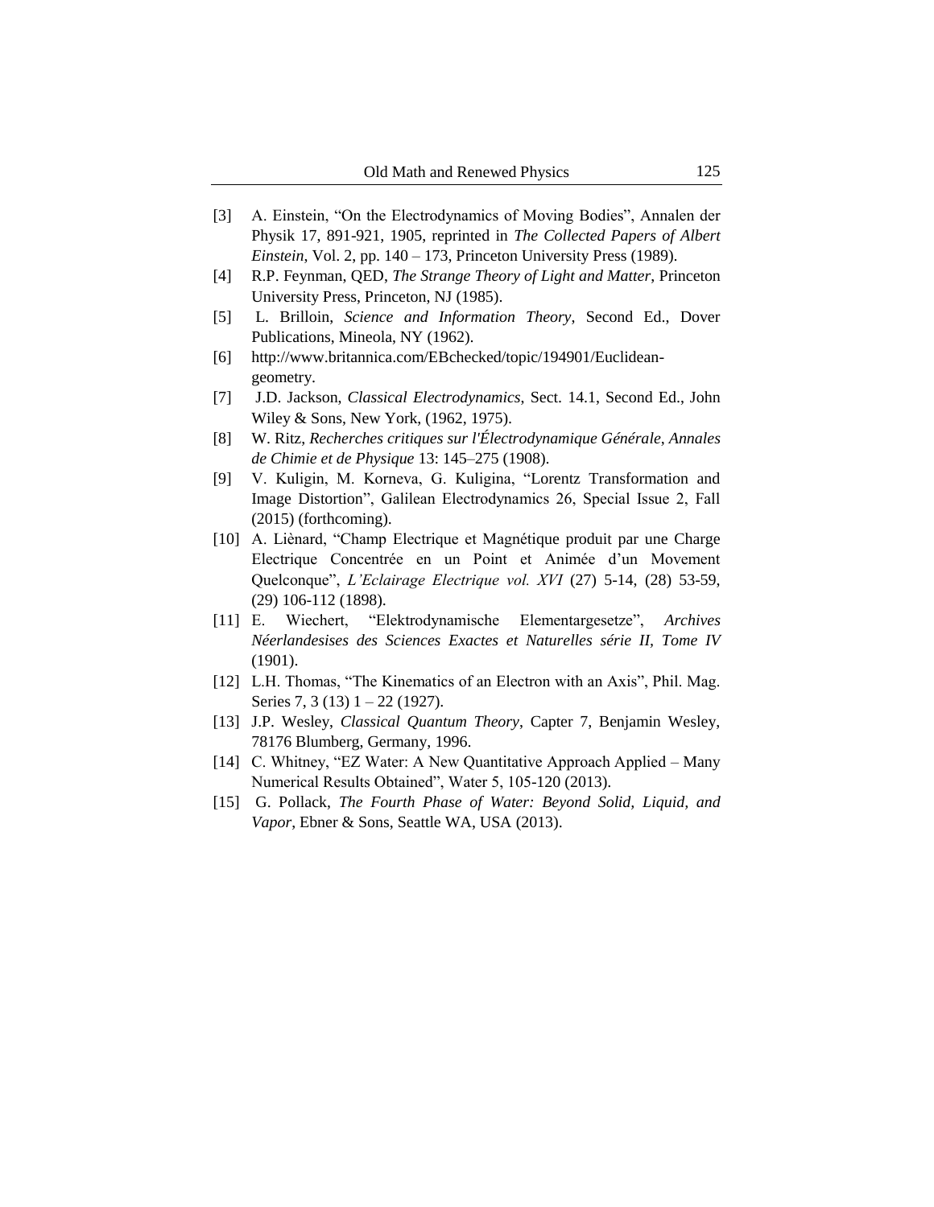[3] A. Einstein, "On the Electrodynamics of Moving Bodies", Annalen der Physik 17, 891-921, 1905, reprinted in *The Collected Papers of Albert Einstein*, Vol. 2, pp. 140 – 173, Princeton University Press (1989).

[4] R.P. Feynman, QED, *The Strange Theory of Light and Matter*, Princeton University Press, Princeton, NJ (1985).

[5] L. Brilloin, *Science and Information Theory*, Second Ed., Dover Publications, Mineola, NY (1962).

[6] http://www.britannica.com/EBchecked/topic/194901/Euclidean-geometry.

[7] J.D. Jackson, *Classical Electrodynamics*, Sect. 14.1, Second Ed., John Wiley & Sons, New York, (1962, 1975).

[8] W. Ritz, *Recherches critiques sur l'Électrodynamique Générale*, *Annales de Chimie et de Physique* 13: 145–275 (1908).

[9] V. Kuligin, M. Korneva, G. Kuligina, "Lorentz Transformation and Image Distortion", Galilean Electrodynamics 26, Special Issue 2, Fall (2015) (forthcoming).

[10] A. Liènard, "Champ Electrique et Magnétique produit par une Charge Electrique Concentrée en un Point et Animée d'un Movement Quelconque", *L'Eclairage Electrique vol. XVI* (27) 5-14, (28) 53-59, (29) 106-112 (1898).

[11] E. Wiechert, "Elektrodynamische Elementargesetze", *Archives Néerlandesises des Sciences Exactes et Naturelles série II, Tome IV* (1901).

[12] L.H. Thomas, "The Kinematics of an Electron with an Axis", Phil. Mag. Series 7, 3 (13) 1 – 22 (1927).

[13] J.P. Wesley, *Classical Quantum Theory*, Capter 7, Benjamin Wesley, 78176 Blumberg, Germany, 1996.

[14] C. Whitney, "EZ Water: A New Quantitative Approach Applied – Many Numerical Results Obtained", Water 5, 105-120 (2013).

[15] G. Pollack, *The Fourth Phase of Water: Beyond Solid, Liquid, and Vapor*, Ebner & Sons, Seattle WA, USA (2013).